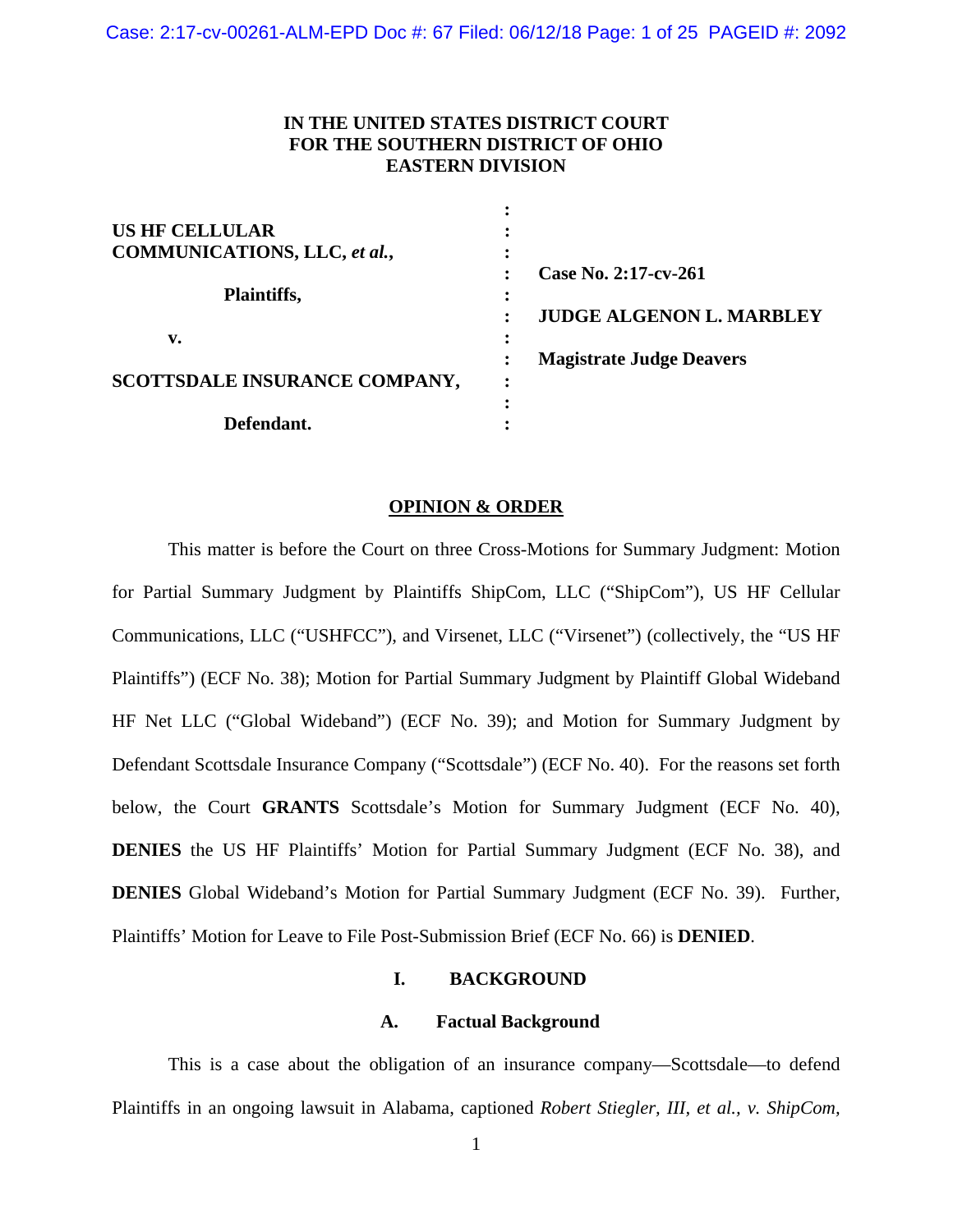**IN THE UNITED STATES DISTRICT COURT**
**FOR THE SOUTHERN DISTRICT OF OHIO**
**EASTERN DIVISION**

| | | |
|---|---|---|
| **US HF CELLULAR COMMUNICATIONS, LLC, *et al.*,** | : | |
| **Plaintiffs,** | : | **Case No. 2:17-cv-261** |
| **v.** | : | **JUDGE ALGENON L. MARBLEY** |
| **SCOTTSDALE INSURANCE COMPANY,** | : | **Magistrate Judge Deavers** |
| **Defendant.** | : | |

**OPINION & ORDER**

This matter is before the Court on three Cross-Motions for Summary Judgment: Motion for Partial Summary Judgment by Plaintiffs ShipCom, LLC ("ShipCom"), US HF Cellular Communications, LLC ("USHFCC"), and Virsenet, LLC ("Virsenet") (collectively, the "US HF Plaintiffs") (ECF No. 38); Motion for Partial Summary Judgment by Plaintiff Global Wideband HF Net LLC ("Global Wideband") (ECF No. 39); and Motion for Summary Judgment by Defendant Scottsdale Insurance Company ("Scottsdale") (ECF No. 40). For the reasons set forth below, the Court **GRANTS** Scottsdale's Motion for Summary Judgment (ECF No. 40), **DENIES** the US HF Plaintiffs' Motion for Partial Summary Judgment (ECF No. 38), and **DENIES** Global Wideband's Motion for Partial Summary Judgment (ECF No. 39). Further, Plaintiffs' Motion for Leave to File Post-Submission Brief (ECF No. 66) is **DENIED**.

## I. BACKGROUND

### A. Factual Background

This is a case about the obligation of an insurance company—Scottsdale—to defend Plaintiffs in an ongoing lawsuit in Alabama, captioned *Robert Stiegler, III, et al., v. ShipCom,*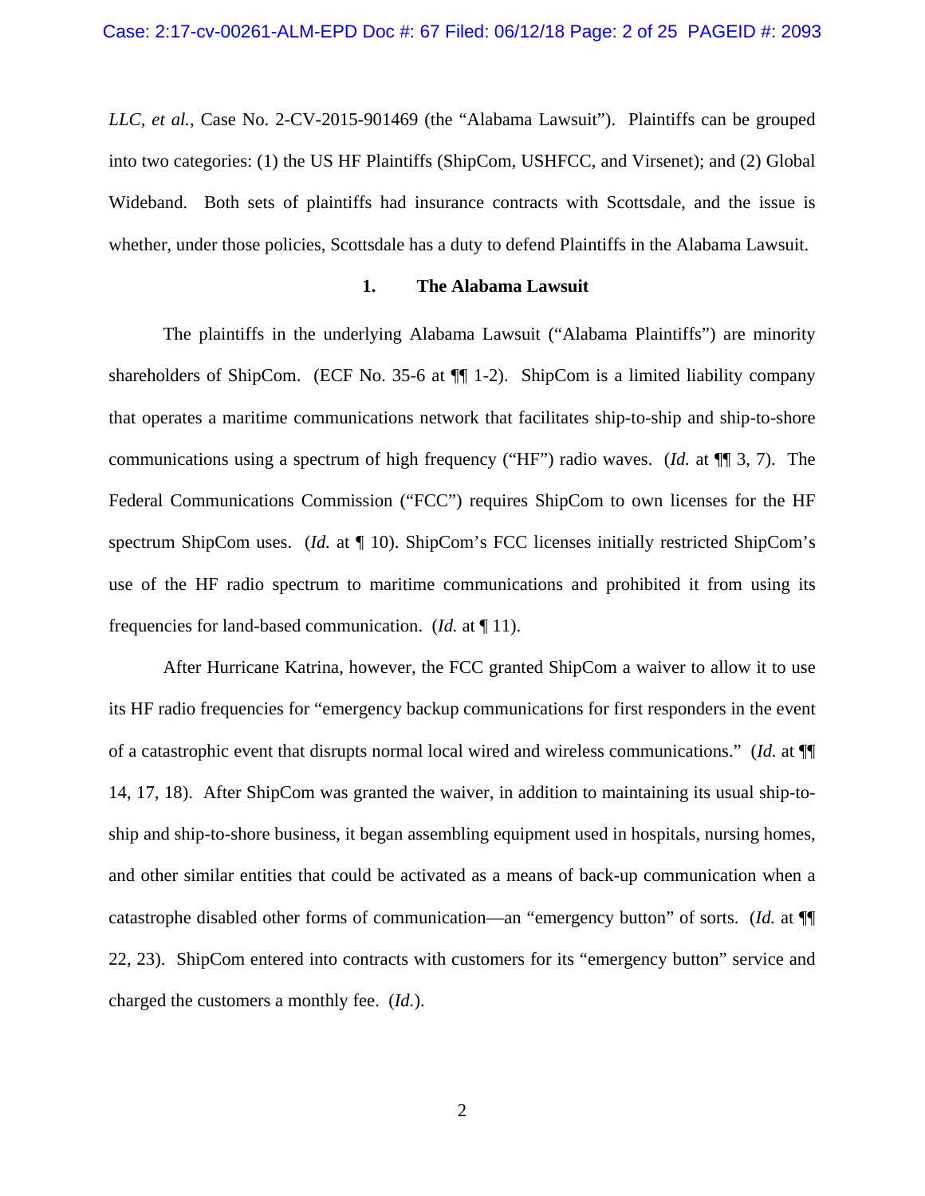*LLC, et al.*, Case No. 2-CV-2015-901469 (the "Alabama Lawsuit"). Plaintiffs can be grouped into two categories: (1) the US HF Plaintiffs (ShipCom, USHFCC, and Virsenet); and (2) Global Wideband. Both sets of plaintiffs had insurance contracts with Scottsdale, and the issue is whether, under those policies, Scottsdale has a duty to defend Plaintiffs in the Alabama Lawsuit.

### 1. The Alabama Lawsuit

The plaintiffs in the underlying Alabama Lawsuit ("Alabama Plaintiffs") are minority shareholders of ShipCom. (ECF No. 35-6 at ¶¶ 1-2). ShipCom is a limited liability company that operates a maritime communications network that facilitates ship-to-ship and ship-to-shore communications using a spectrum of high frequency ("HF") radio waves. (*Id.* at ¶¶ 3, 7). The Federal Communications Commission ("FCC") requires ShipCom to own licenses for the HF spectrum ShipCom uses. (*Id.* at ¶ 10). ShipCom's FCC licenses initially restricted ShipCom's use of the HF radio spectrum to maritime communications and prohibited it from using its frequencies for land-based communication. (*Id.* at ¶ 11).

After Hurricane Katrina, however, the FCC granted ShipCom a waiver to allow it to use its HF radio frequencies for "emergency backup communications for first responders in the event of a catastrophic event that disrupts normal local wired and wireless communications." (*Id.* at ¶¶ 14, 17, 18). After ShipCom was granted the waiver, in addition to maintaining its usual ship-to-ship and ship-to-shore business, it began assembling equipment used in hospitals, nursing homes, and other similar entities that could be activated as a means of back-up communication when a catastrophe disabled other forms of communication—an "emergency button" of sorts. (*Id.* at ¶¶ 22, 23). ShipCom entered into contracts with customers for its "emergency button" service and charged the customers a monthly fee. (*Id.*).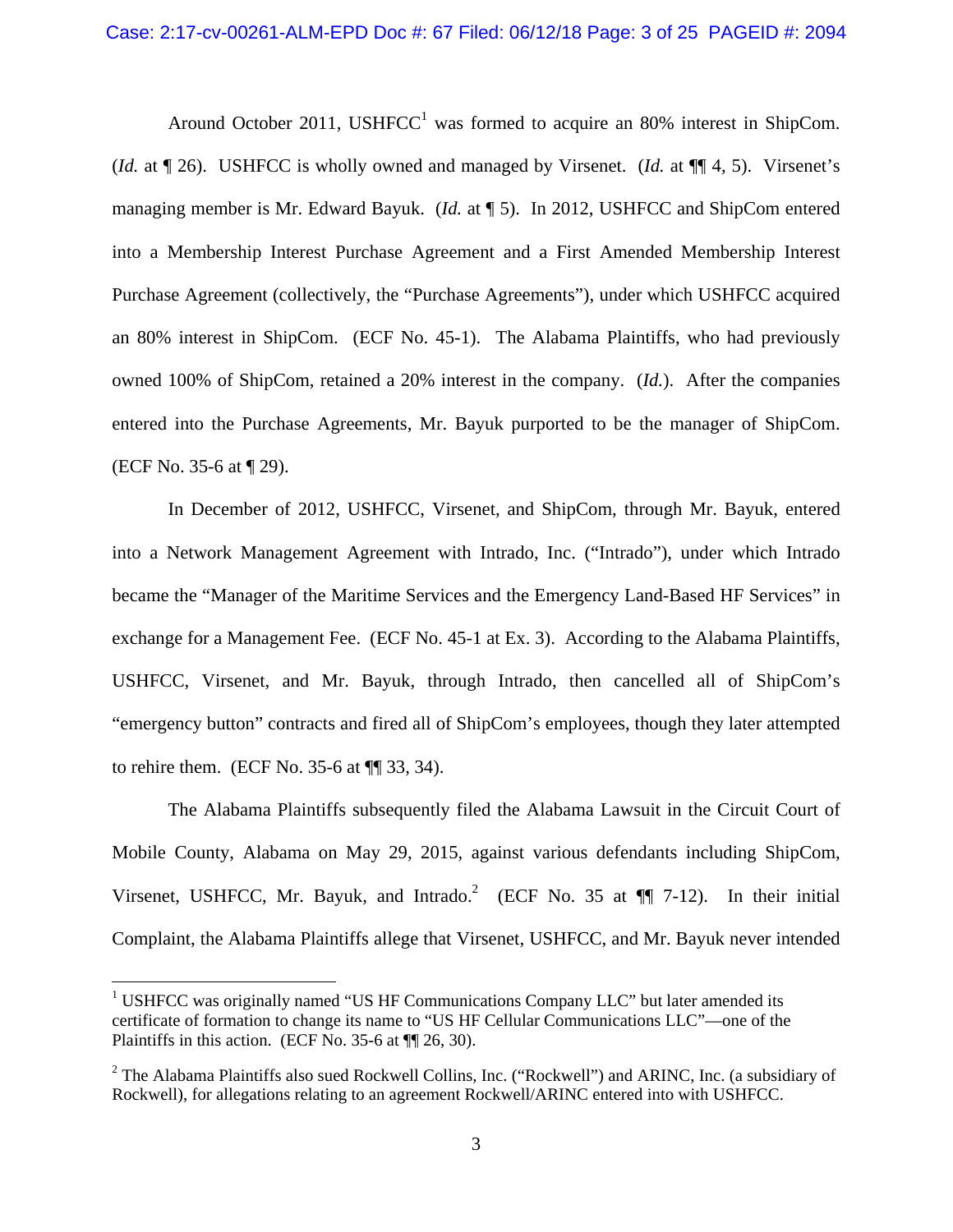Around October 2011, USHFCC[1] was formed to acquire an 80% interest in ShipCom. (*Id.* at ¶ 26). USHFCC is wholly owned and managed by Virsenet. (*Id.* at ¶¶ 4, 5). Virsenet's managing member is Mr. Edward Bayuk. (*Id.* at ¶ 5). In 2012, USHFCC and ShipCom entered into a Membership Interest Purchase Agreement and a First Amended Membership Interest Purchase Agreement (collectively, the "Purchase Agreements"), under which USHFCC acquired an 80% interest in ShipCom. (ECF No. 45-1). The Alabama Plaintiffs, who had previously owned 100% of ShipCom, retained a 20% interest in the company. (*Id.*). After the companies entered into the Purchase Agreements, Mr. Bayuk purported to be the manager of ShipCom. (ECF No. 35-6 at ¶ 29).

In December of 2012, USHFCC, Virsenet, and ShipCom, through Mr. Bayuk, entered into a Network Management Agreement with Intrado, Inc. ("Intrado"), under which Intrado became the "Manager of the Maritime Services and the Emergency Land-Based HF Services" in exchange for a Management Fee. (ECF No. 45-1 at Ex. 3). According to the Alabama Plaintiffs, USHFCC, Virsenet, and Mr. Bayuk, through Intrado, then cancelled all of ShipCom's "emergency button" contracts and fired all of ShipCom's employees, though they later attempted to rehire them. (ECF No. 35-6 at ¶¶ 33, 34).

The Alabama Plaintiffs subsequently filed the Alabama Lawsuit in the Circuit Court of Mobile County, Alabama on May 29, 2015, against various defendants including ShipCom, Virsenet, USHFCC, Mr. Bayuk, and Intrado.[2] (ECF No. 35 at ¶¶ 7-12). In their initial Complaint, the Alabama Plaintiffs allege that Virsenet, USHFCC, and Mr. Bayuk never intended

---

[1] USHFCC was originally named "US HF Communications Company LLC" but later amended its certificate of formation to change its name to "US HF Cellular Communications LLC"—one of the Plaintiffs in this action. (ECF No. 35-6 at ¶¶ 26, 30).

[2] The Alabama Plaintiffs also sued Rockwell Collins, Inc. ("Rockwell") and ARINC, Inc. (a subsidiary of Rockwell), for allegations relating to an agreement Rockwell/ARINC entered into with USHFCC.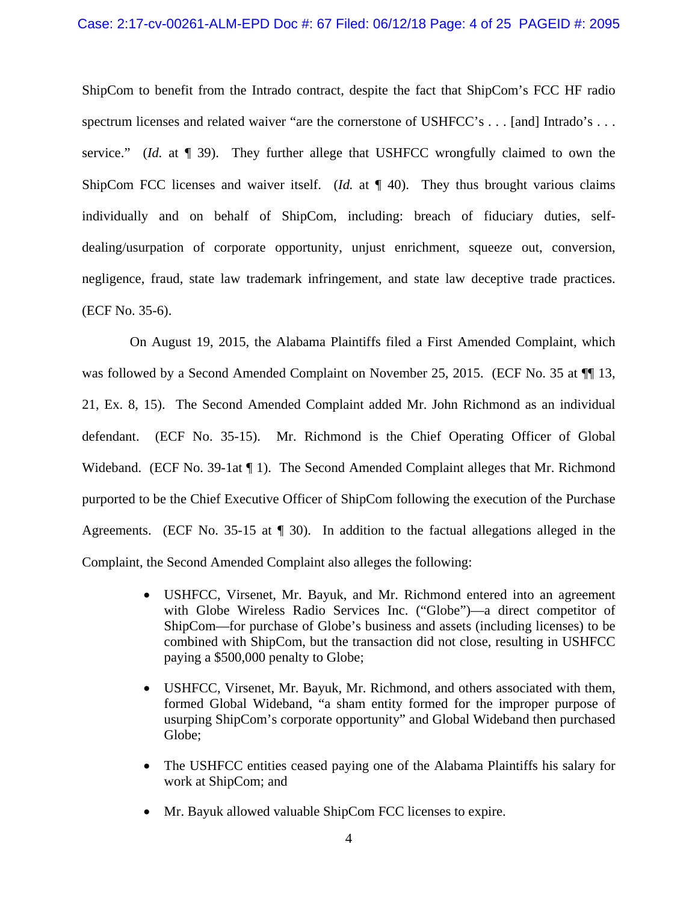ShipCom to benefit from the Intrado contract, despite the fact that ShipCom's FCC HF radio spectrum licenses and related waiver "are the cornerstone of USHFCC's . . . [and] Intrado's . . . service." (*Id.* at ¶ 39). They further allege that USHFCC wrongfully claimed to own the ShipCom FCC licenses and waiver itself. (*Id.* at ¶ 40). They thus brought various claims individually and on behalf of ShipCom, including: breach of fiduciary duties, self-dealing/usurpation of corporate opportunity, unjust enrichment, squeeze out, conversion, negligence, fraud, state law trademark infringement, and state law deceptive trade practices. (ECF No. 35-6).

On August 19, 2015, the Alabama Plaintiffs filed a First Amended Complaint, which was followed by a Second Amended Complaint on November 25, 2015. (ECF No. 35 at ¶¶ 13, 21, Ex. 8, 15). The Second Amended Complaint added Mr. John Richmond as an individual defendant. (ECF No. 35-15). Mr. Richmond is the Chief Operating Officer of Global Wideband. (ECF No. 39-1at ¶ 1). The Second Amended Complaint alleges that Mr. Richmond purported to be the Chief Executive Officer of ShipCom following the execution of the Purchase Agreements. (ECF No. 35-15 at ¶ 30). In addition to the factual allegations alleged in the Complaint, the Second Amended Complaint also alleges the following:

- USHFCC, Virsenet, Mr. Bayuk, and Mr. Richmond entered into an agreement with Globe Wireless Radio Services Inc. ("Globe")—a direct competitor of ShipCom—for purchase of Globe's business and assets (including licenses) to be combined with ShipCom, but the transaction did not close, resulting in USHFCC paying a $500,000 penalty to Globe;

- USHFCC, Virsenet, Mr. Bayuk, Mr. Richmond, and others associated with them, formed Global Wideband, "a sham entity formed for the improper purpose of usurping ShipCom's corporate opportunity" and Global Wideband then purchased Globe;

- The USHFCC entities ceased paying one of the Alabama Plaintiffs his salary for work at ShipCom; and

- Mr. Bayuk allowed valuable ShipCom FCC licenses to expire.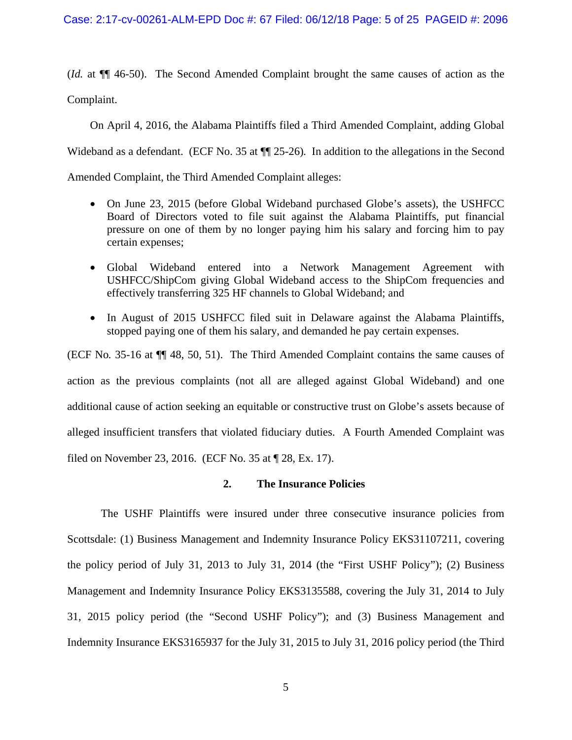(*Id.* at ¶¶ 46-50). The Second Amended Complaint brought the same causes of action as the Complaint.

On April 4, 2016, the Alabama Plaintiffs filed a Third Amended Complaint, adding Global Wideband as a defendant. (ECF No. 35 at ¶¶ 25-26). In addition to the allegations in the Second Amended Complaint, the Third Amended Complaint alleges:

- On June 23, 2015 (before Global Wideband purchased Globe's assets), the USHFCC Board of Directors voted to file suit against the Alabama Plaintiffs, put financial pressure on one of them by no longer paying him his salary and forcing him to pay certain expenses;
- Global Wideband entered into a Network Management Agreement with USHFCC/ShipCom giving Global Wideband access to the ShipCom frequencies and effectively transferring 325 HF channels to Global Wideband; and
- In August of 2015 USHFCC filed suit in Delaware against the Alabama Plaintiffs, stopped paying one of them his salary, and demanded he pay certain expenses.

(ECF No. 35-16 at ¶¶ 48, 50, 51). The Third Amended Complaint contains the same causes of action as the previous complaints (not all are alleged against Global Wideband) and one additional cause of action seeking an equitable or constructive trust on Globe's assets because of alleged insufficient transfers that violated fiduciary duties. A Fourth Amended Complaint was filed on November 23, 2016. (ECF No. 35 at ¶ 28, Ex. 17).

### 2. The Insurance Policies

The USHF Plaintiffs were insured under three consecutive insurance policies from Scottsdale: (1) Business Management and Indemnity Insurance Policy EKS31107211, covering the policy period of July 31, 2013 to July 31, 2014 (the "First USHF Policy"); (2) Business Management and Indemnity Insurance Policy EKS3135588, covering the July 31, 2014 to July 31, 2015 policy period (the "Second USHF Policy"); and (3) Business Management and Indemnity Insurance EKS3165937 for the July 31, 2015 to July 31, 2016 policy period (the Third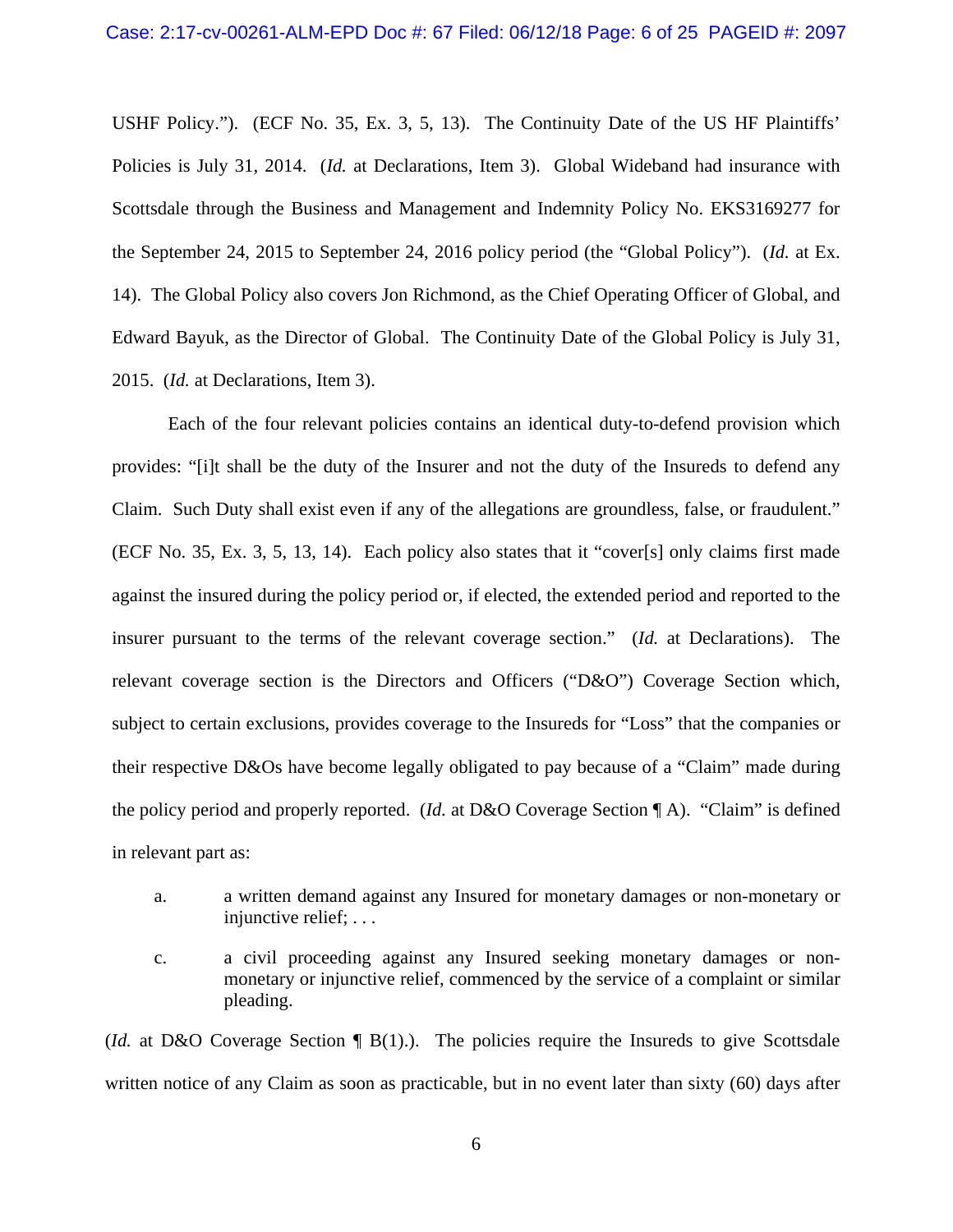USHF Policy."). (ECF No. 35, Ex. 3, 5, 13). The Continuity Date of the US HF Plaintiffs' Policies is July 31, 2014. (*Id.* at Declarations, Item 3). Global Wideband had insurance with Scottsdale through the Business and Management and Indemnity Policy No. EKS3169277 for the September 24, 2015 to September 24, 2016 policy period (the "Global Policy"). (*Id.* at Ex. 14). The Global Policy also covers Jon Richmond, as the Chief Operating Officer of Global, and Edward Bayuk, as the Director of Global. The Continuity Date of the Global Policy is July 31, 2015. (*Id.* at Declarations, Item 3).

Each of the four relevant policies contains an identical duty-to-defend provision which provides: "[i]t shall be the duty of the Insurer and not the duty of the Insureds to defend any Claim. Such Duty shall exist even if any of the allegations are groundless, false, or fraudulent." (ECF No. 35, Ex. 3, 5, 13, 14). Each policy also states that it "cover[s] only claims first made against the insured during the policy period or, if elected, the extended period and reported to the insurer pursuant to the terms of the relevant coverage section." (*Id.* at Declarations). The relevant coverage section is the Directors and Officers ("D&O") Coverage Section which, subject to certain exclusions, provides coverage to the Insureds for "Loss" that the companies or their respective D&Os have become legally obligated to pay because of a "Claim" made during the policy period and properly reported. (*Id.* at D&O Coverage Section ¶ A). "Claim" is defined in relevant part as:

> a. a written demand against any Insured for monetary damages or non-monetary or injunctive relief; . . .
>
> c. a civil proceeding against any Insured seeking monetary damages or non-monetary or injunctive relief, commenced by the service of a complaint or similar pleading.

(*Id.* at D&O Coverage Section ¶ B(1).). The policies require the Insureds to give Scottsdale written notice of any Claim as soon as practicable, but in no event later than sixty (60) days after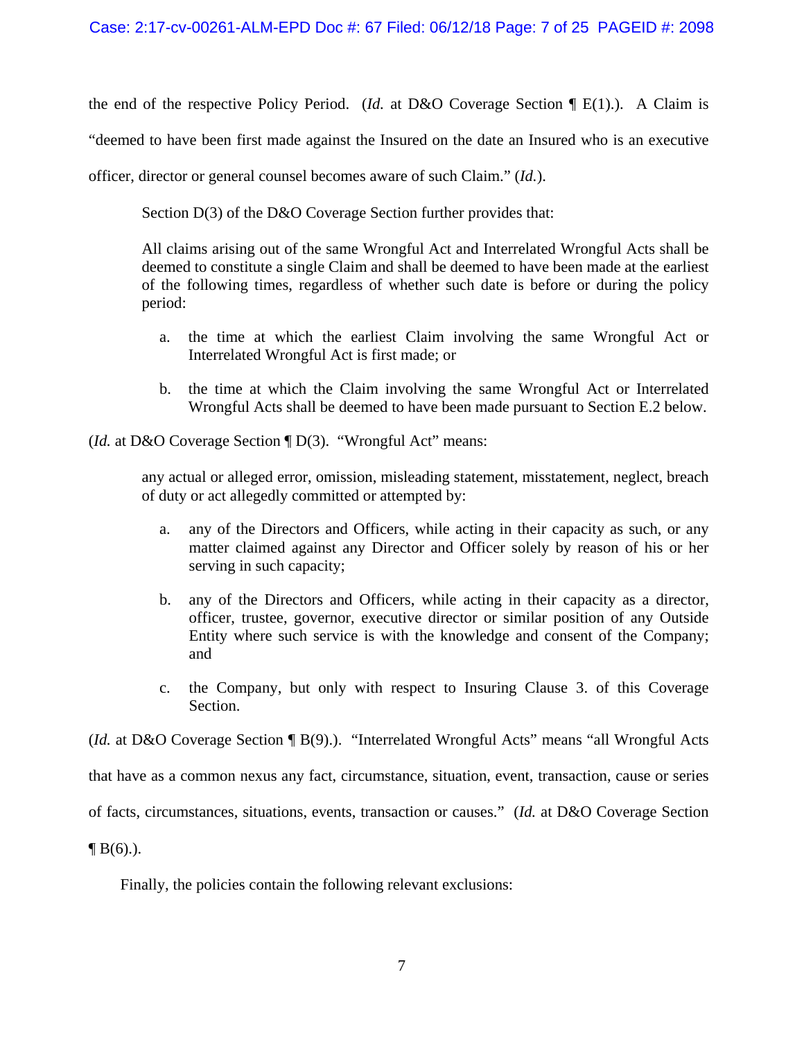the end of the respective Policy Period. (*Id.* at D&O Coverage Section ¶ E(1).). A Claim is "deemed to have been first made against the Insured on the date an Insured who is an executive officer, director or general counsel becomes aware of such Claim." (*Id.*).

Section D(3) of the D&O Coverage Section further provides that:

> All claims arising out of the same Wrongful Act and Interrelated Wrongful Acts shall be deemed to constitute a single Claim and shall be deemed to have been made at the earliest of the following times, regardless of whether such date is before or during the policy period:
>
> a. the time at which the earliest Claim involving the same Wrongful Act or Interrelated Wrongful Act is first made; or
>
> b. the time at which the Claim involving the same Wrongful Act or Interrelated Wrongful Acts shall be deemed to have been made pursuant to Section E.2 below.

(*Id.* at D&O Coverage Section ¶ D(3). "Wrongful Act" means:

> any actual or alleged error, omission, misleading statement, misstatement, neglect, breach of duty or act allegedly committed or attempted by:
>
> a. any of the Directors and Officers, while acting in their capacity as such, or any matter claimed against any Director and Officer solely by reason of his or her serving in such capacity;
>
> b. any of the Directors and Officers, while acting in their capacity as a director, officer, trustee, governor, executive director or similar position of any Outside Entity where such service is with the knowledge and consent of the Company; and
>
> c. the Company, but only with respect to Insuring Clause 3. of this Coverage Section.

(*Id.* at D&O Coverage Section ¶ B(9).). "Interrelated Wrongful Acts" means "all Wrongful Acts that have as a common nexus any fact, circumstance, situation, event, transaction, cause or series of facts, circumstances, situations, events, transaction or causes." (*Id.* at D&O Coverage Section ¶ B(6).).

Finally, the policies contain the following relevant exclusions: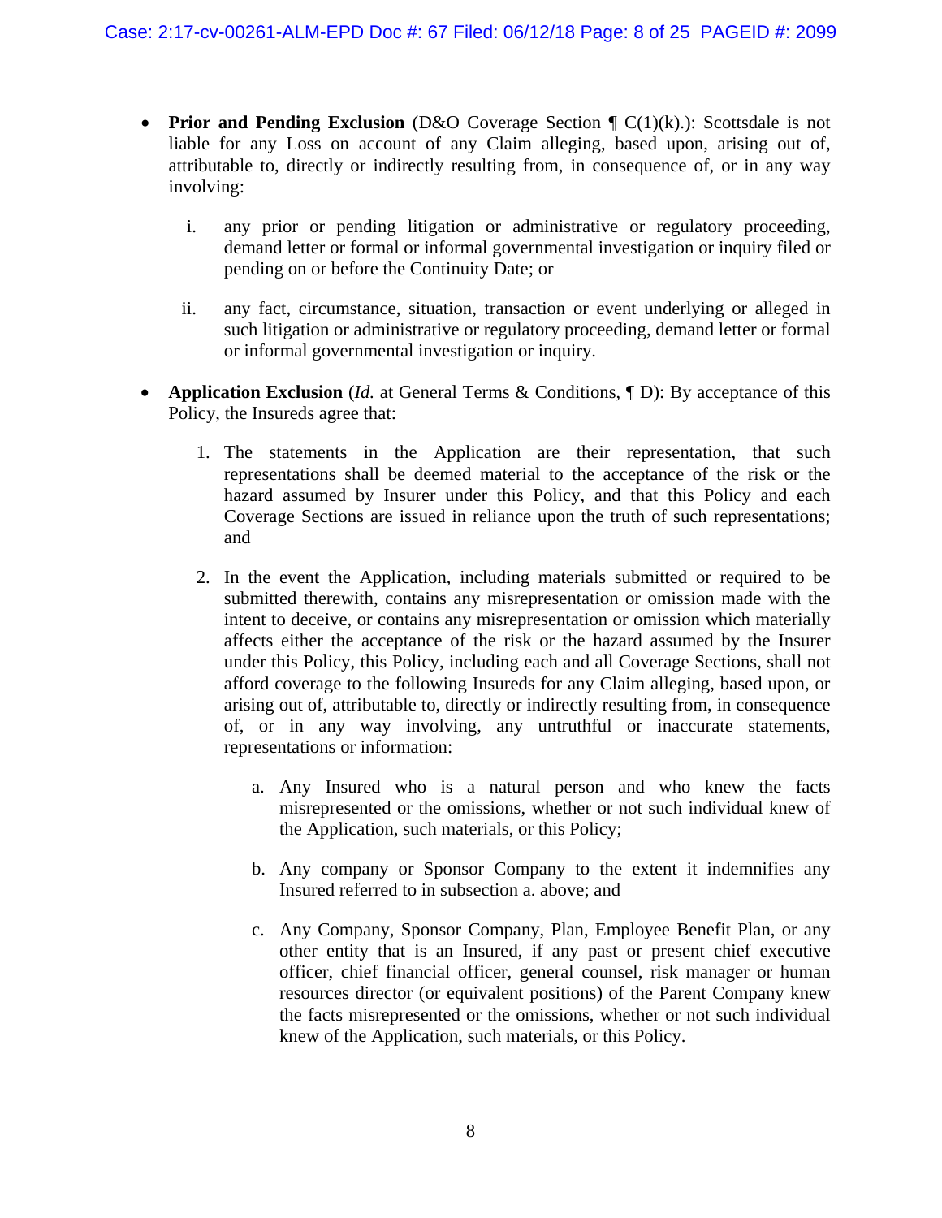- **Prior and Pending Exclusion** (D&O Coverage Section ¶ C(1)(k).): Scottsdale is not liable for any Loss on account of any Claim alleging, based upon, arising out of, attributable to, directly or indirectly resulting from, in consequence of, or in any way involving:

   i. any prior or pending litigation or administrative or regulatory proceeding, demand letter or formal or informal governmental investigation or inquiry filed or pending on or before the Continuity Date; or

   ii. any fact, circumstance, situation, transaction or event underlying or alleged in such litigation or administrative or regulatory proceeding, demand letter or formal or informal governmental investigation or inquiry.

- **Application Exclusion** (*Id.* at General Terms & Conditions, ¶ D): By acceptance of this Policy, the Insureds agree that:

   1. The statements in the Application are their representation, that such representations shall be deemed material to the acceptance of the risk or the hazard assumed by Insurer under this Policy, and that this Policy and each Coverage Sections are issued in reliance upon the truth of such representations; and

   2. In the event the Application, including materials submitted or required to be submitted therewith, contains any misrepresentation or omission made with the intent to deceive, or contains any misrepresentation or omission which materially affects either the acceptance of the risk or the hazard assumed by the Insurer under this Policy, this Policy, including each and all Coverage Sections, shall not afford coverage to the following Insureds for any Claim alleging, based upon, or arising out of, attributable to, directly or indirectly resulting from, in consequence of, or in any way involving, any untruthful or inaccurate statements, representations or information:

      a. Any Insured who is a natural person and who knew the facts misrepresented or the omissions, whether or not such individual knew of the Application, such materials, or this Policy;

      b. Any company or Sponsor Company to the extent it indemnifies any Insured referred to in subsection a. above; and

      c. Any Company, Sponsor Company, Plan, Employee Benefit Plan, or any other entity that is an Insured, if any past or present chief executive officer, chief financial officer, general counsel, risk manager or human resources director (or equivalent positions) of the Parent Company knew the facts misrepresented or the omissions, whether or not such individual knew of the Application, such materials, or this Policy.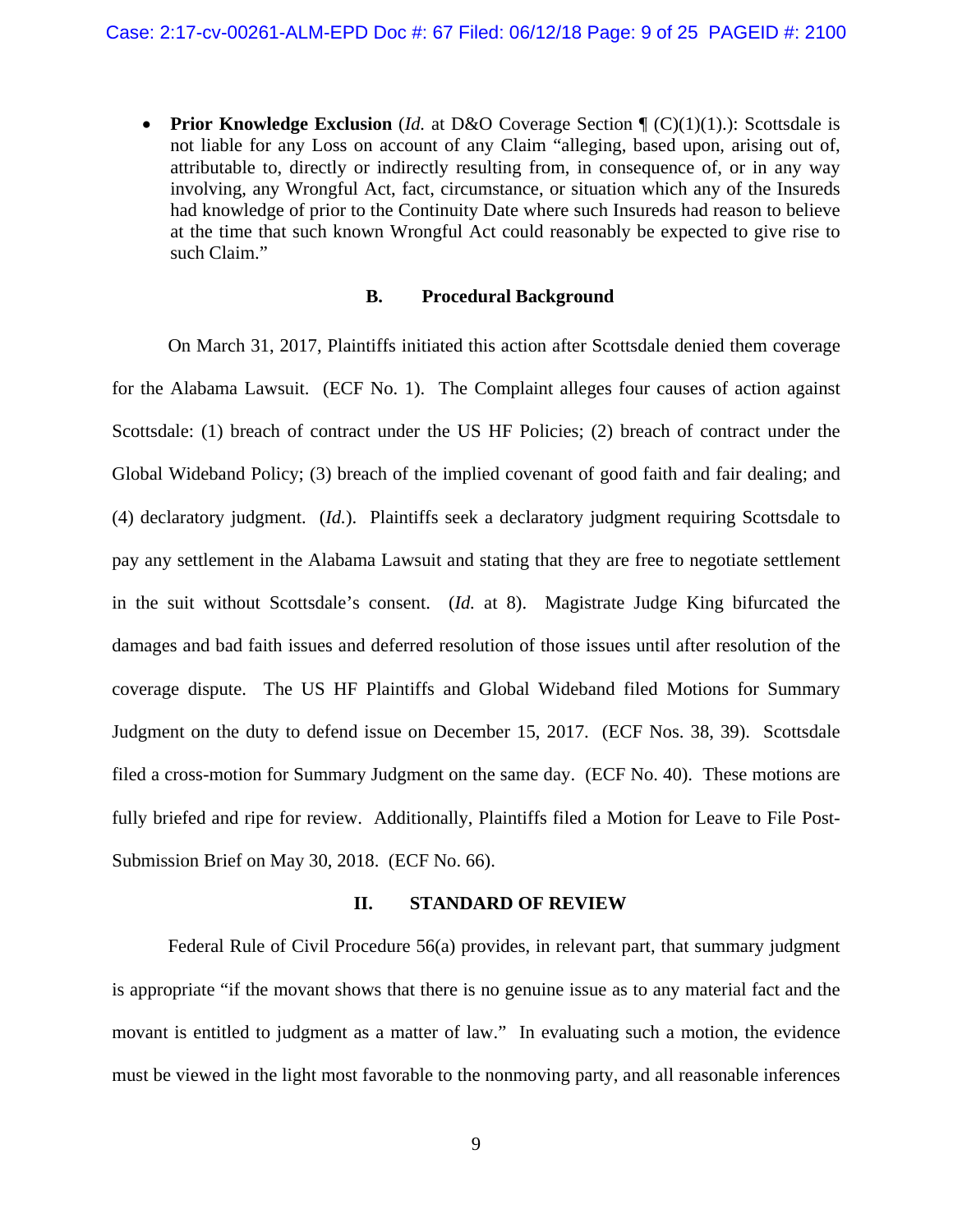- **Prior Knowledge Exclusion** (*Id.* at D&O Coverage Section ¶ (C)(1)(1).): Scottsdale is not liable for any Loss on account of any Claim "alleging, based upon, arising out of, attributable to, directly or indirectly resulting from, in consequence of, or in any way involving, any Wrongful Act, fact, circumstance, or situation which any of the Insureds had knowledge of prior to the Continuity Date where such Insureds had reason to believe at the time that such known Wrongful Act could reasonably be expected to give rise to such Claim."

### B. Procedural Background

On March 31, 2017, Plaintiffs initiated this action after Scottsdale denied them coverage for the Alabama Lawsuit. (ECF No. 1). The Complaint alleges four causes of action against Scottsdale: (1) breach of contract under the US HF Policies; (2) breach of contract under the Global Wideband Policy; (3) breach of the implied covenant of good faith and fair dealing; and (4) declaratory judgment. (*Id.*). Plaintiffs seek a declaratory judgment requiring Scottsdale to pay any settlement in the Alabama Lawsuit and stating that they are free to negotiate settlement in the suit without Scottsdale's consent. (*Id.* at 8). Magistrate Judge King bifurcated the damages and bad faith issues and deferred resolution of those issues until after resolution of the coverage dispute. The US HF Plaintiffs and Global Wideband filed Motions for Summary Judgment on the duty to defend issue on December 15, 2017. (ECF Nos. 38, 39). Scottsdale filed a cross-motion for Summary Judgment on the same day. (ECF No. 40). These motions are fully briefed and ripe for review. Additionally, Plaintiffs filed a Motion for Leave to File Post-Submission Brief on May 30, 2018. (ECF No. 66).

## II. STANDARD OF REVIEW

Federal Rule of Civil Procedure 56(a) provides, in relevant part, that summary judgment is appropriate "if the movant shows that there is no genuine issue as to any material fact and the movant is entitled to judgment as a matter of law." In evaluating such a motion, the evidence must be viewed in the light most favorable to the nonmoving party, and all reasonable inferences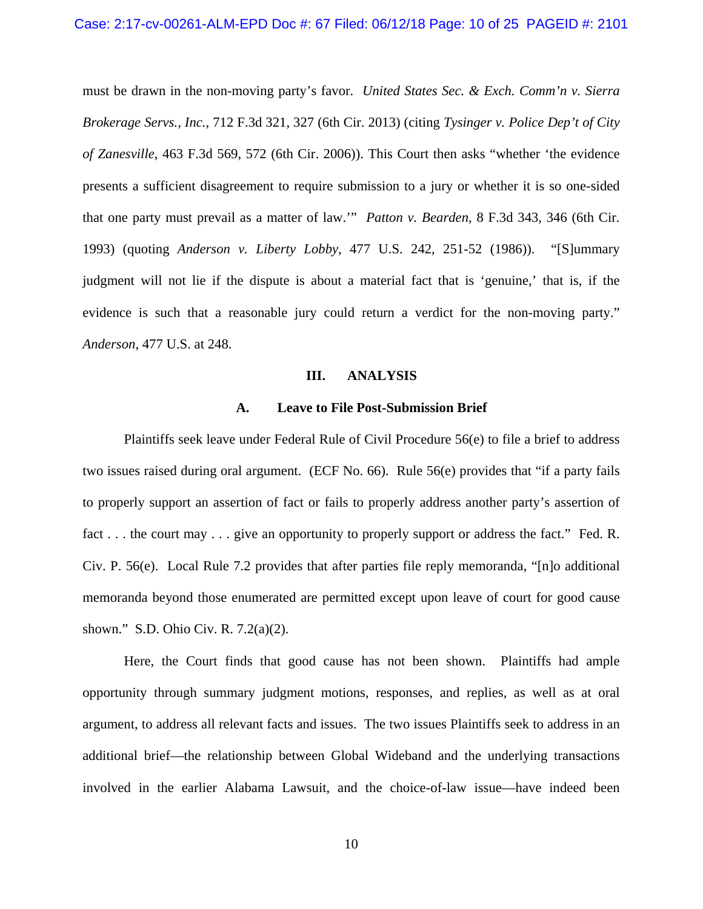must be drawn in the non-moving party's favor. *United States Sec. & Exch. Comm'n v. Sierra Brokerage Servs., Inc.*, 712 F.3d 321, 327 (6th Cir. 2013) (citing *Tysinger v. Police Dep't of City of Zanesville*, 463 F.3d 569, 572 (6th Cir. 2006)). This Court then asks "whether 'the evidence presents a sufficient disagreement to require submission to a jury or whether it is so one-sided that one party must prevail as a matter of law.'" *Patton v. Bearden*, 8 F.3d 343, 346 (6th Cir. 1993) (quoting *Anderson v. Liberty Lobby*, 477 U.S. 242, 251-52 (1986)). "[S]ummary judgment will not lie if the dispute is about a material fact that is 'genuine,' that is, if the evidence is such that a reasonable jury could return a verdict for the non-moving party." *Anderson*, 477 U.S. at 248.

## III. ANALYSIS

### A. Leave to File Post-Submission Brief

Plaintiffs seek leave under Federal Rule of Civil Procedure 56(e) to file a brief to address two issues raised during oral argument. (ECF No. 66). Rule 56(e) provides that "if a party fails to properly support an assertion of fact or fails to properly address another party's assertion of fact . . . the court may . . . give an opportunity to properly support or address the fact." Fed. R. Civ. P. 56(e). Local Rule 7.2 provides that after parties file reply memoranda, "[n]o additional memoranda beyond those enumerated are permitted except upon leave of court for good cause shown." S.D. Ohio Civ. R. 7.2(a)(2).

Here, the Court finds that good cause has not been shown. Plaintiffs had ample opportunity through summary judgment motions, responses, and replies, as well as at oral argument, to address all relevant facts and issues. The two issues Plaintiffs seek to address in an additional brief—the relationship between Global Wideband and the underlying transactions involved in the earlier Alabama Lawsuit, and the choice-of-law issue—have indeed been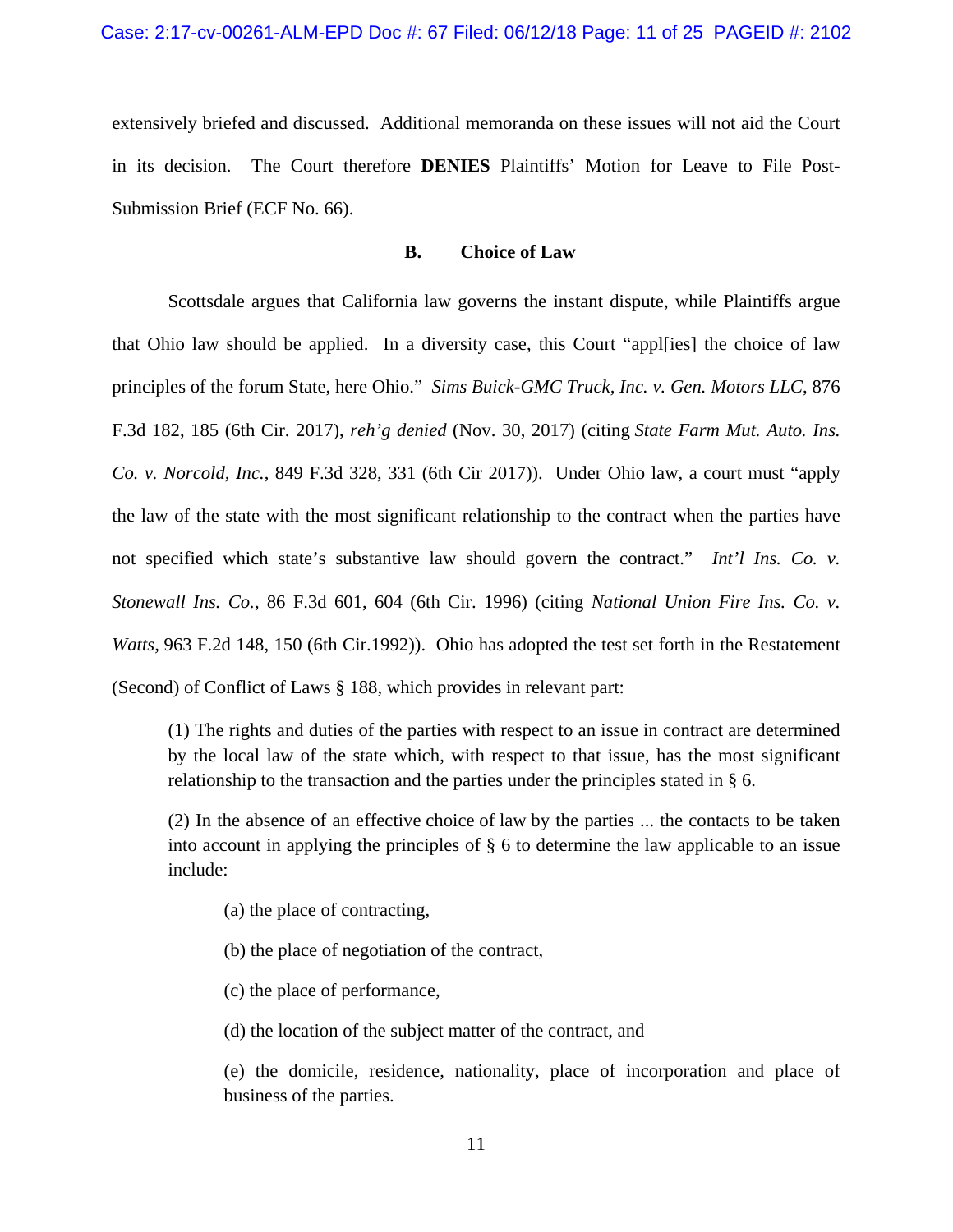extensively briefed and discussed. Additional memoranda on these issues will not aid the Court in its decision. The Court therefore **DENIES** Plaintiffs' Motion for Leave to File Post-Submission Brief (ECF No. 66).

### B. Choice of Law

Scottsdale argues that California law governs the instant dispute, while Plaintiffs argue that Ohio law should be applied. In a diversity case, this Court "appl[ies] the choice of law principles of the forum State, here Ohio." *Sims Buick-GMC Truck, Inc. v. Gen. Motors LLC*, 876 F.3d 182, 185 (6th Cir. 2017), *reh'g denied* (Nov. 30, 2017) (citing *State Farm Mut. Auto. Ins. Co. v. Norcold, Inc.*, 849 F.3d 328, 331 (6th Cir 2017)). Under Ohio law, a court must "apply the law of the state with the most significant relationship to the contract when the parties have not specified which state's substantive law should govern the contract." *Int'l Ins. Co. v. Stonewall Ins. Co.*, 86 F.3d 601, 604 (6th Cir. 1996) (citing *National Union Fire Ins. Co. v. Watts*, 963 F.2d 148, 150 (6th Cir.1992)). Ohio has adopted the test set forth in the Restatement (Second) of Conflict of Laws § 188, which provides in relevant part:

> (1) The rights and duties of the parties with respect to an issue in contract are determined by the local law of the state which, with respect to that issue, has the most significant relationship to the transaction and the parties under the principles stated in § 6.
>
> (2) In the absence of an effective choice of law by the parties ... the contacts to be taken into account in applying the principles of § 6 to determine the law applicable to an issue include:
>
> > (a) the place of contracting,
> >
> > (b) the place of negotiation of the contract,
> >
> > (c) the place of performance,
> >
> > (d) the location of the subject matter of the contract, and
> >
> > (e) the domicile, residence, nationality, place of incorporation and place of business of the parties.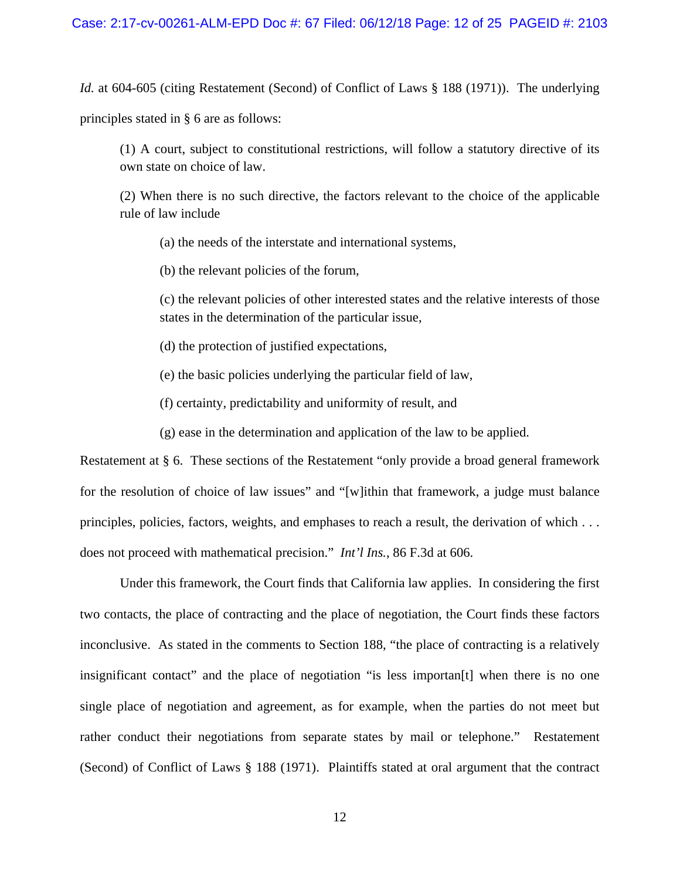*Id.* at 604-605 (citing Restatement (Second) of Conflict of Laws § 188 (1971)). The underlying principles stated in § 6 are as follows:

> (1) A court, subject to constitutional restrictions, will follow a statutory directive of its own state on choice of law.
>
> (2) When there is no such directive, the factors relevant to the choice of the applicable rule of law include
>
> > (a) the needs of the interstate and international systems,
> >
> > (b) the relevant policies of the forum,
> >
> > (c) the relevant policies of other interested states and the relative interests of those states in the determination of the particular issue,
> >
> > (d) the protection of justified expectations,
> >
> > (e) the basic policies underlying the particular field of law,
> >
> > (f) certainty, predictability and uniformity of result, and
> >
> > (g) ease in the determination and application of the law to be applied.

Restatement at § 6. These sections of the Restatement "only provide a broad general framework for the resolution of choice of law issues" and "[w]ithin that framework, a judge must balance principles, policies, factors, weights, and emphases to reach a result, the derivation of which . . . does not proceed with mathematical precision." *Int'l Ins.*, 86 F.3d at 606.

Under this framework, the Court finds that California law applies. In considering the first two contacts, the place of contracting and the place of negotiation, the Court finds these factors inconclusive. As stated in the comments to Section 188, "the place of contracting is a relatively insignificant contact" and the place of negotiation "is less importan[t] when there is no one single place of negotiation and agreement, as for example, when the parties do not meet but rather conduct their negotiations from separate states by mail or telephone." Restatement (Second) of Conflict of Laws § 188 (1971). Plaintiffs stated at oral argument that the contract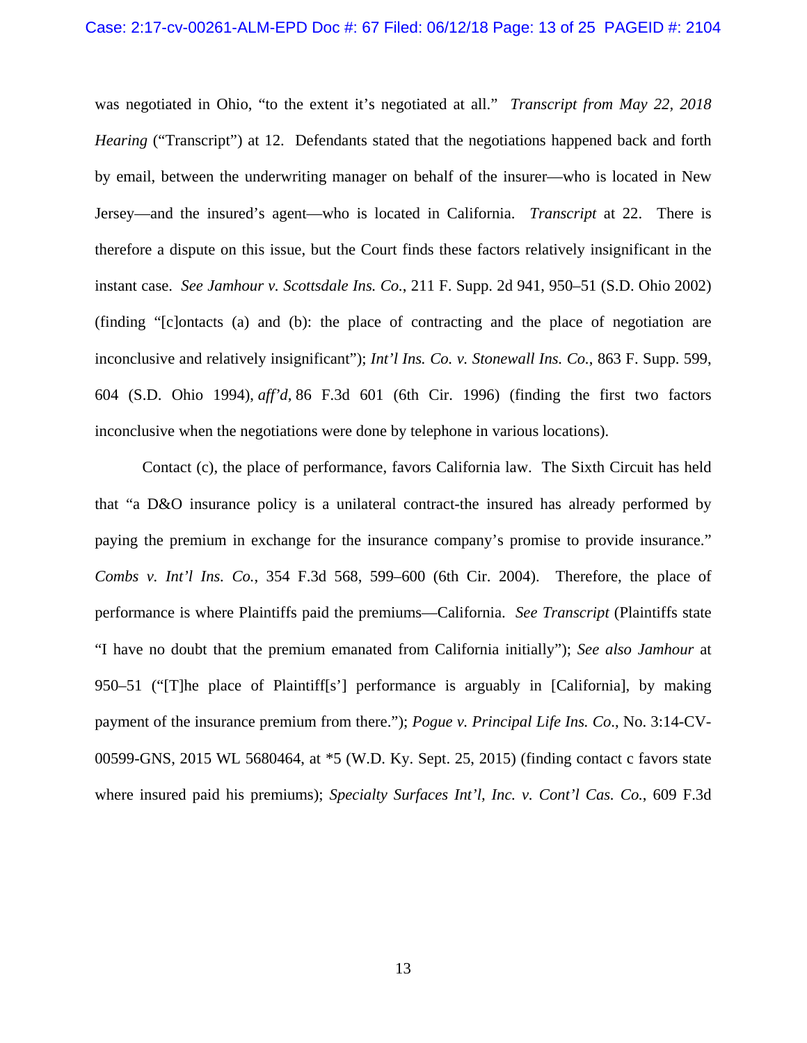was negotiated in Ohio, "to the extent it's negotiated at all." *Transcript from May 22, 2018 Hearing* ("Transcript") at 12. Defendants stated that the negotiations happened back and forth by email, between the underwriting manager on behalf of the insurer—who is located in New Jersey—and the insured's agent—who is located in California. *Transcript* at 22. There is therefore a dispute on this issue, but the Court finds these factors relatively insignificant in the instant case. *See Jamhour v. Scottsdale Ins. Co.*, 211 F. Supp. 2d 941, 950–51 (S.D. Ohio 2002) (finding "[c]ontacts (a) and (b): the place of contracting and the place of negotiation are inconclusive and relatively insignificant"); *Int'l Ins. Co. v. Stonewall Ins. Co.*, 863 F. Supp. 599, 604 (S.D. Ohio 1994), *aff'd*, 86 F.3d 601 (6th Cir. 1996) (finding the first two factors inconclusive when the negotiations were done by telephone in various locations).

Contact (c), the place of performance, favors California law. The Sixth Circuit has held that "a D&O insurance policy is a unilateral contract-the insured has already performed by paying the premium in exchange for the insurance company's promise to provide insurance." *Combs v. Int'l Ins. Co.*, 354 F.3d 568, 599–600 (6th Cir. 2004). Therefore, the place of performance is where Plaintiffs paid the premiums—California. *See Transcript* (Plaintiffs state "I have no doubt that the premium emanated from California initially"); *See also Jamhour* at 950–51 ("[T]he place of Plaintiff[s'] performance is arguably in [California], by making payment of the insurance premium from there."); *Pogue v. Principal Life Ins. Co*., No. 3:14-CV-00599-GNS, 2015 WL 5680464, at *5 (W.D. Ky. Sept. 25, 2015) (finding contact c favors state where insured paid his premiums); *Specialty Surfaces Int'l, Inc. v. Cont'l Cas. Co.*, 609 F.3d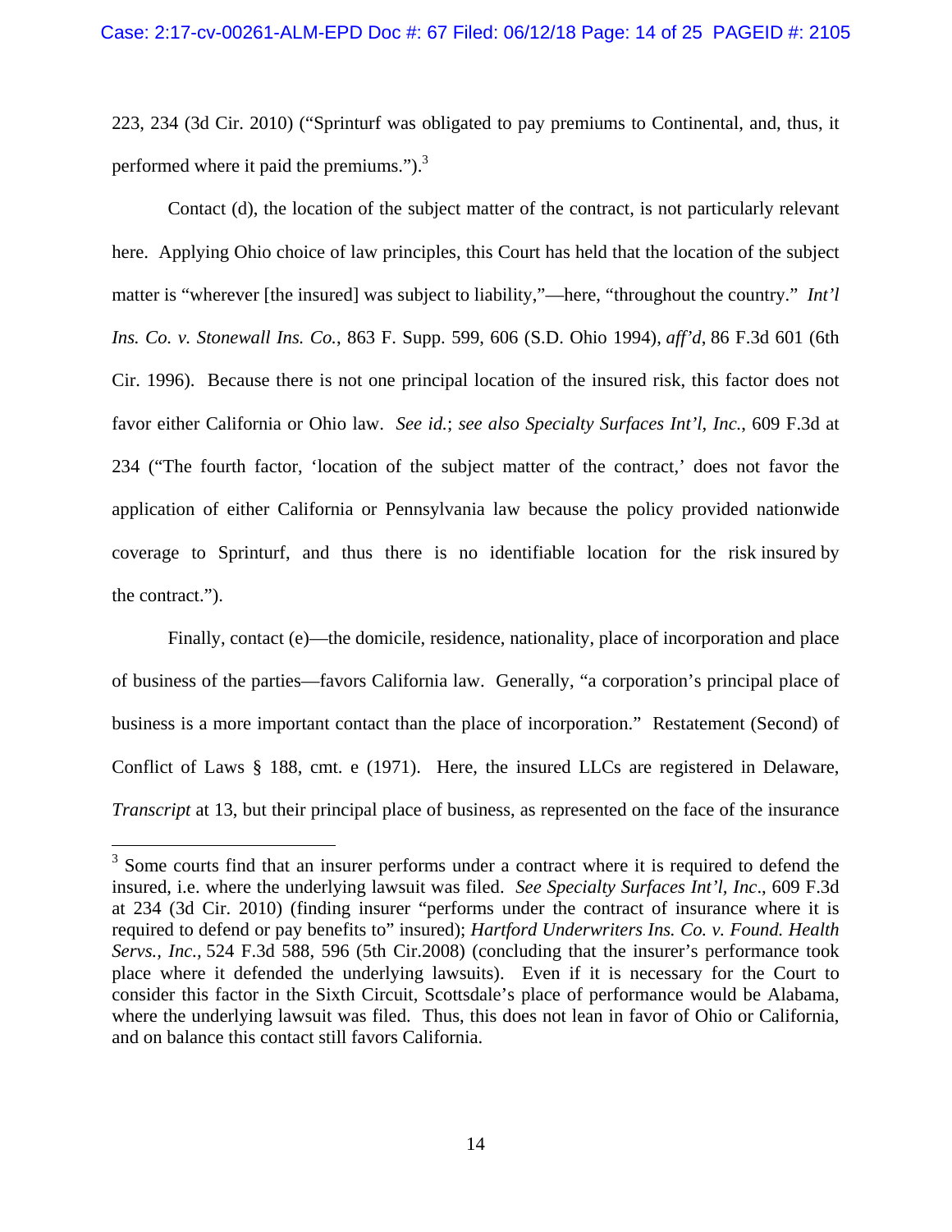223, 234 (3d Cir. 2010) ("Sprinturf was obligated to pay premiums to Continental, and, thus, it performed where it paid the premiums.").[3]

Contact (d), the location of the subject matter of the contract, is not particularly relevant here. Applying Ohio choice of law principles, this Court has held that the location of the subject matter is "wherever [the insured] was subject to liability,"—here, "throughout the country." *Int'l Ins. Co. v. Stonewall Ins. Co.*, 863 F. Supp. 599, 606 (S.D. Ohio 1994), *aff'd*, 86 F.3d 601 (6th Cir. 1996). Because there is not one principal location of the insured risk, this factor does not favor either California or Ohio law. *See id.*; *see also Specialty Surfaces Int'l, Inc.*, 609 F.3d at 234 ("The fourth factor, 'location of the subject matter of the contract,' does not favor the application of either California or Pennsylvania law because the policy provided nationwide coverage to Sprinturf, and thus there is no identifiable location for the risk insured by the contract.").

Finally, contact (e)—the domicile, residence, nationality, place of incorporation and place of business of the parties—favors California law. Generally, "a corporation's principal place of business is a more important contact than the place of incorporation." Restatement (Second) of Conflict of Laws § 188, cmt. e (1971). Here, the insured LLCs are registered in Delaware, *Transcript* at 13, but their principal place of business, as represented on the face of the insurance

---

[3] Some courts find that an insurer performs under a contract where it is required to defend the insured, i.e. where the underlying lawsuit was filed. *See Specialty Surfaces Int'l, Inc*., 609 F.3d at 234 (3d Cir. 2010) (finding insurer "performs under the contract of insurance where it is required to defend or pay benefits to" insured); *Hartford Underwriters Ins. Co. v. Found. Health Servs., Inc.*, 524 F.3d 588, 596 (5th Cir.2008) (concluding that the insurer's performance took place where it defended the underlying lawsuits). Even if it is necessary for the Court to consider this factor in the Sixth Circuit, Scottsdale's place of performance would be Alabama, where the underlying lawsuit was filed. Thus, this does not lean in favor of Ohio or California, and on balance this contact still favors California.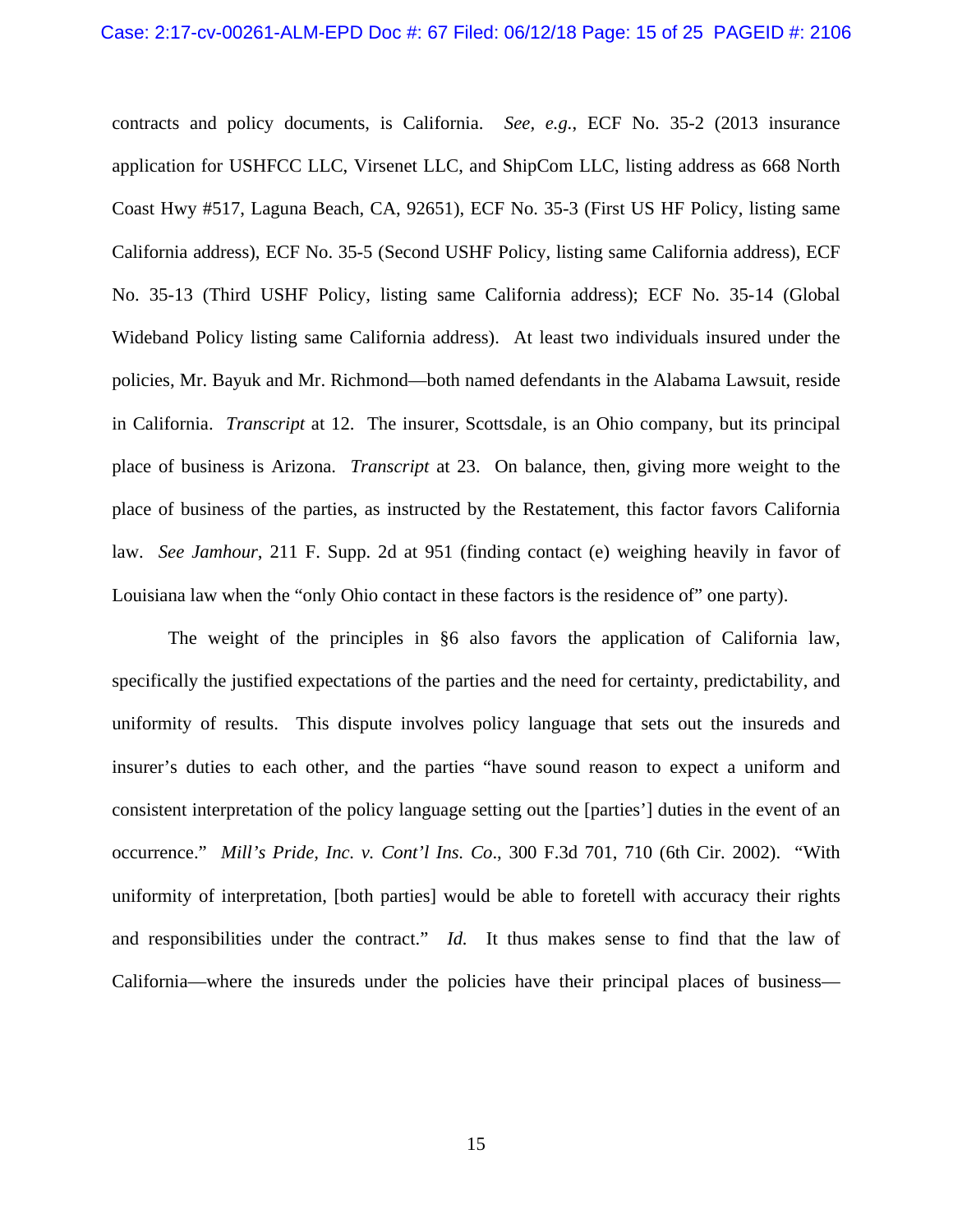contracts and policy documents, is California. *See*, *e.g.*, ECF No. 35-2 (2013 insurance application for USHFCC LLC, Virsenet LLC, and ShipCom LLC, listing address as 668 North Coast Hwy #517, Laguna Beach, CA, 92651), ECF No. 35-3 (First US HF Policy, listing same California address), ECF No. 35-5 (Second USHF Policy, listing same California address), ECF No. 35-13 (Third USHF Policy, listing same California address); ECF No. 35-14 (Global Wideband Policy listing same California address). At least two individuals insured under the policies, Mr. Bayuk and Mr. Richmond—both named defendants in the Alabama Lawsuit, reside in California. *Transcript* at 12. The insurer, Scottsdale, is an Ohio company, but its principal place of business is Arizona. *Transcript* at 23. On balance, then, giving more weight to the place of business of the parties, as instructed by the Restatement, this factor favors California law. *See Jamhour*, 211 F. Supp. 2d at 951 (finding contact (e) weighing heavily in favor of Louisiana law when the "only Ohio contact in these factors is the residence of" one party).

The weight of the principles in §6 also favors the application of California law, specifically the justified expectations of the parties and the need for certainty, predictability, and uniformity of results. This dispute involves policy language that sets out the insureds and insurer's duties to each other, and the parties "have sound reason to expect a uniform and consistent interpretation of the policy language setting out the [parties'] duties in the event of an occurrence." *Mill's Pride, Inc. v. Cont'l Ins. Co*., 300 F.3d 701, 710 (6th Cir. 2002). "With uniformity of interpretation, [both parties] would be able to foretell with accuracy their rights and responsibilities under the contract." *Id.* It thus makes sense to find that the law of California—where the insureds under the policies have their principal places of business—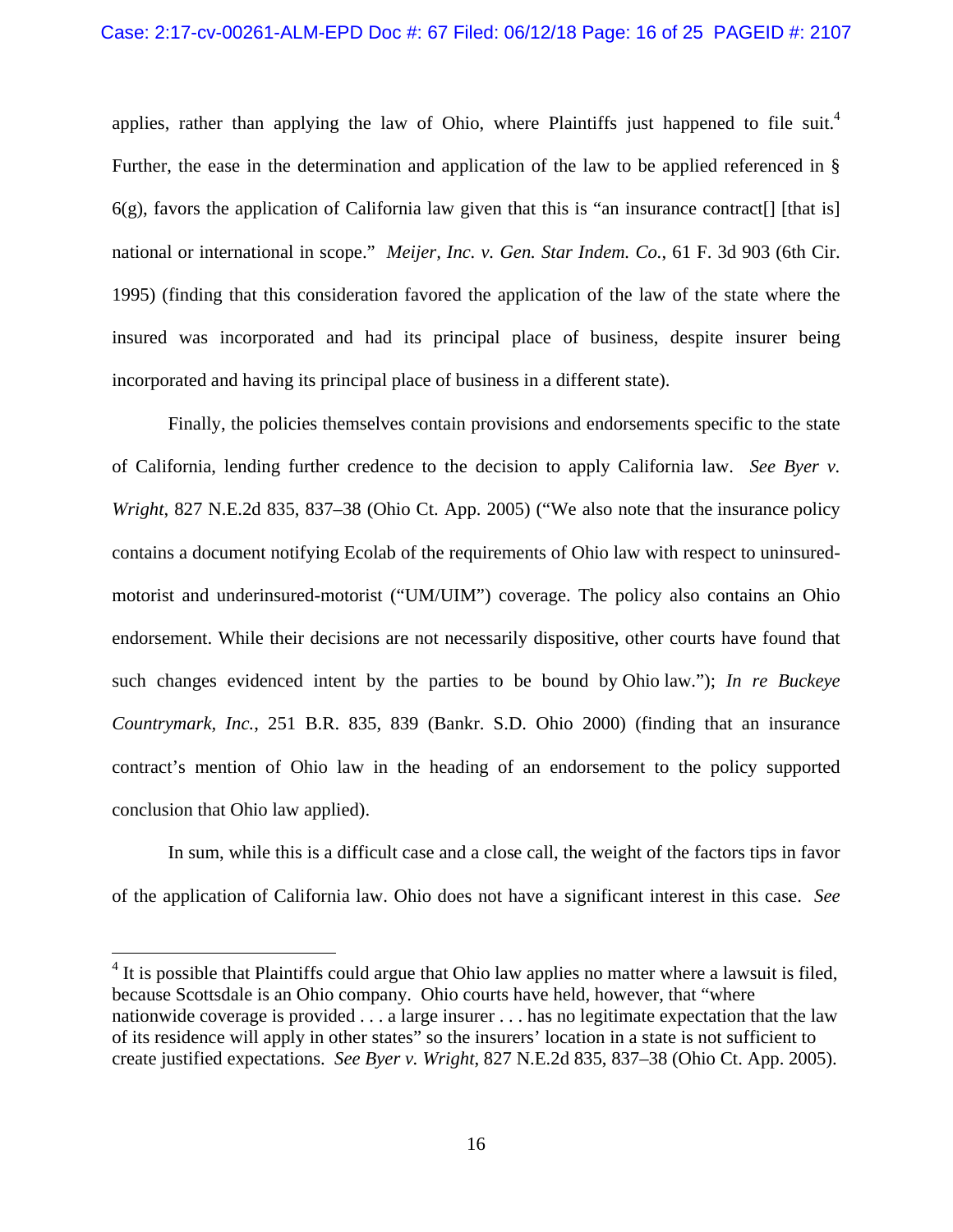applies, rather than applying the law of Ohio, where Plaintiffs just happened to file suit.[4] Further, the ease in the determination and application of the law to be applied referenced in § 6(g), favors the application of California law given that this is "an insurance contract[] [that is] national or international in scope." *Meijer, Inc. v. Gen. Star Indem. Co.*, 61 F. 3d 903 (6th Cir. 1995) (finding that this consideration favored the application of the law of the state where the insured was incorporated and had its principal place of business, despite insurer being incorporated and having its principal place of business in a different state).

Finally, the policies themselves contain provisions and endorsements specific to the state of California, lending further credence to the decision to apply California law. *See Byer v. Wright*, 827 N.E.2d 835, 837–38 (Ohio Ct. App. 2005) ("We also note that the insurance policy contains a document notifying Ecolab of the requirements of Ohio law with respect to uninsured-motorist and underinsured-motorist ("UM/UIM") coverage. The policy also contains an Ohio endorsement. While their decisions are not necessarily dispositive, other courts have found that such changes evidenced intent by the parties to be bound by Ohio law."); *In re Buckeye Countrymark, Inc.*, 251 B.R. 835, 839 (Bankr. S.D. Ohio 2000) (finding that an insurance contract's mention of Ohio law in the heading of an endorsement to the policy supported conclusion that Ohio law applied).

In sum, while this is a difficult case and a close call, the weight of the factors tips in favor of the application of California law. Ohio does not have a significant interest in this case. *See*

---

[4] It is possible that Plaintiffs could argue that Ohio law applies no matter where a lawsuit is filed, because Scottsdale is an Ohio company. Ohio courts have held, however, that "where nationwide coverage is provided . . . a large insurer . . . has no legitimate expectation that the law of its residence will apply in other states" so the insurers' location in a state is not sufficient to create justified expectations. *See Byer v. Wright*, 827 N.E.2d 835, 837–38 (Ohio Ct. App. 2005).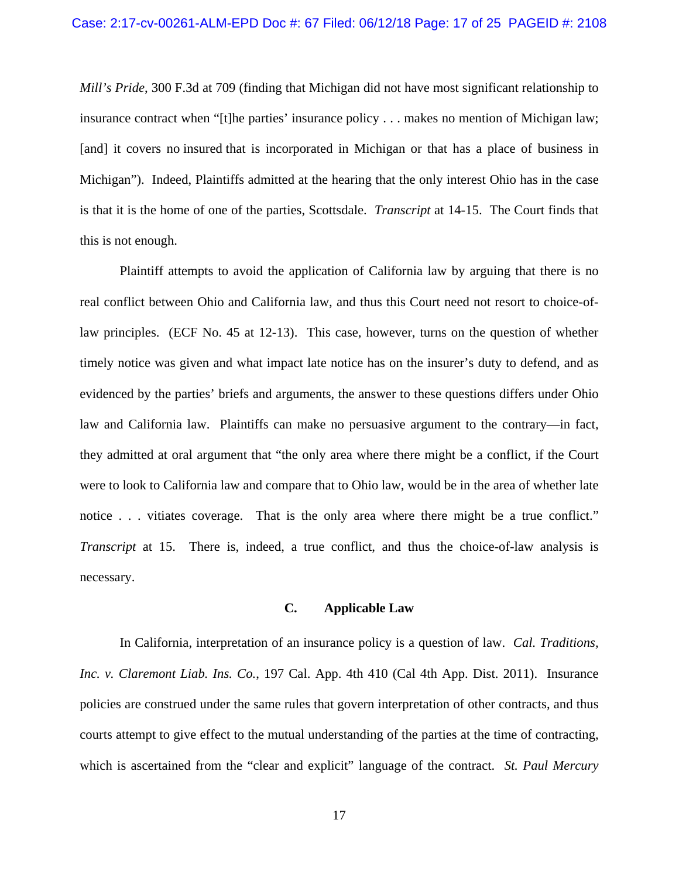*Mill's Pride*, 300 F.3d at 709 (finding that Michigan did not have most significant relationship to insurance contract when "[t]he parties' insurance policy . . . makes no mention of Michigan law; [and] it covers no insured that is incorporated in Michigan or that has a place of business in Michigan"). Indeed, Plaintiffs admitted at the hearing that the only interest Ohio has in the case is that it is the home of one of the parties, Scottsdale. *Transcript* at 14-15. The Court finds that this is not enough.

Plaintiff attempts to avoid the application of California law by arguing that there is no real conflict between Ohio and California law, and thus this Court need not resort to choice-of-law principles. (ECF No. 45 at 12-13). This case, however, turns on the question of whether timely notice was given and what impact late notice has on the insurer's duty to defend, and as evidenced by the parties' briefs and arguments, the answer to these questions differs under Ohio law and California law. Plaintiffs can make no persuasive argument to the contrary—in fact, they admitted at oral argument that "the only area where there might be a conflict, if the Court were to look to California law and compare that to Ohio law, would be in the area of whether late notice . . . vitiates coverage. That is the only area where there might be a true conflict." *Transcript* at 15. There is, indeed, a true conflict, and thus the choice-of-law analysis is necessary.

### C. Applicable Law

In California, interpretation of an insurance policy is a question of law. *Cal. Traditions, Inc. v. Claremont Liab. Ins. Co.*, 197 Cal. App. 4th 410 (Cal 4th App. Dist. 2011). Insurance policies are construed under the same rules that govern interpretation of other contracts, and thus courts attempt to give effect to the mutual understanding of the parties at the time of contracting, which is ascertained from the "clear and explicit" language of the contract. *St. Paul Mercury*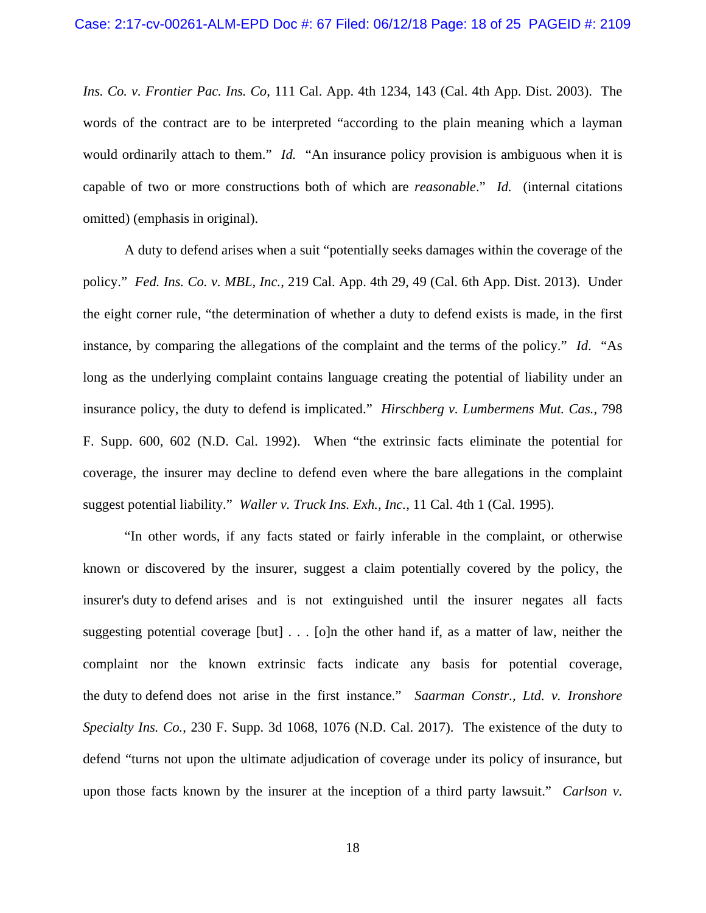*Ins. Co. v. Frontier Pac. Ins. Co*, 111 Cal. App. 4th 1234, 143 (Cal. 4th App. Dist. 2003). The words of the contract are to be interpreted "according to the plain meaning which a layman would ordinarily attach to them." *Id.* "An insurance policy provision is ambiguous when it is capable of two or more constructions both of which are *reasonable*." *Id.* (internal citations omitted) (emphasis in original).

A duty to defend arises when a suit "potentially seeks damages within the coverage of the policy." *Fed. Ins. Co. v. MBL, Inc.*, 219 Cal. App. 4th 29, 49 (Cal. 6th App. Dist. 2013). Under the eight corner rule, "the determination of whether a duty to defend exists is made, in the first instance, by comparing the allegations of the complaint and the terms of the policy." *Id.* "As long as the underlying complaint contains language creating the potential of liability under an insurance policy, the duty to defend is implicated." *Hirschberg v. Lumbermens Mut. Cas.*, 798 F. Supp. 600, 602 (N.D. Cal. 1992). When "the extrinsic facts eliminate the potential for coverage, the insurer may decline to defend even where the bare allegations in the complaint suggest potential liability." *Waller v. Truck Ins. Exh., Inc.*, 11 Cal. 4th 1 (Cal. 1995).

"In other words, if any facts stated or fairly inferable in the complaint, or otherwise known or discovered by the insurer, suggest a claim potentially covered by the policy, the insurer's duty to defend arises and is not extinguished until the insurer negates all facts suggesting potential coverage [but] . . . [o]n the other hand if, as a matter of law, neither the complaint nor the known extrinsic facts indicate any basis for potential coverage, the duty to defend does not arise in the first instance." *Saarman Constr., Ltd. v. Ironshore Specialty Ins. Co.*, 230 F. Supp. 3d 1068, 1076 (N.D. Cal. 2017). The existence of the duty to defend "turns not upon the ultimate adjudication of coverage under its policy of insurance, but upon those facts known by the insurer at the inception of a third party lawsuit." *Carlson v.*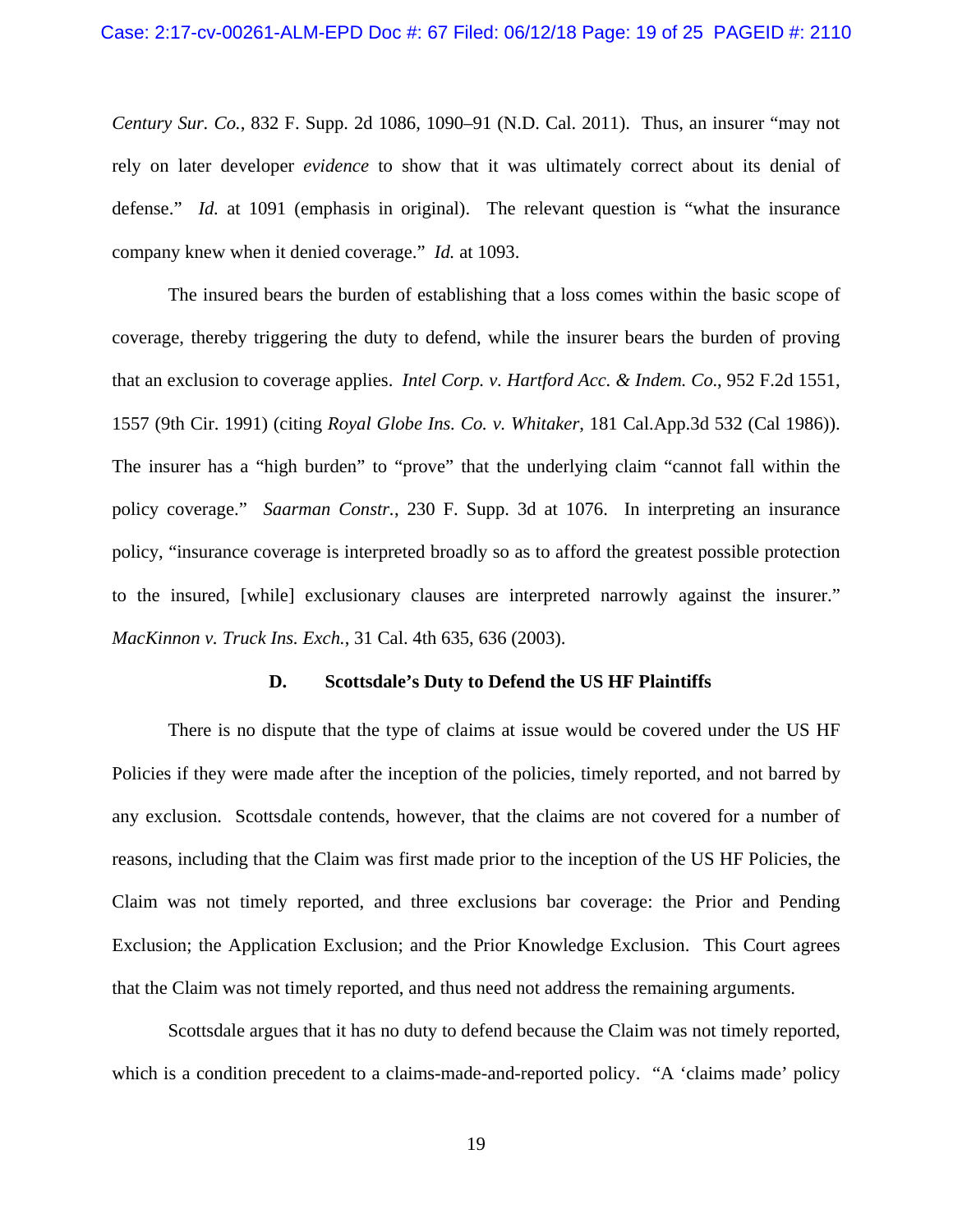*Century Sur. Co.*, 832 F. Supp. 2d 1086, 1090–91 (N.D. Cal. 2011). Thus, an insurer "may not rely on later developer *evidence* to show that it was ultimately correct about its denial of defense." *Id.* at 1091 (emphasis in original). The relevant question is "what the insurance company knew when it denied coverage." *Id.* at 1093.

The insured bears the burden of establishing that a loss comes within the basic scope of coverage, thereby triggering the duty to defend, while the insurer bears the burden of proving that an exclusion to coverage applies. *Intel Corp. v. Hartford Acc. & Indem. Co.*, 952 F.2d 1551, 1557 (9th Cir. 1991) (citing *Royal Globe Ins. Co. v. Whitaker*, 181 Cal.App.3d 532 (Cal 1986)). The insurer has a "high burden" to "prove" that the underlying claim "cannot fall within the policy coverage." *Saarman Constr.*, 230 F. Supp. 3d at 1076. In interpreting an insurance policy, "insurance coverage is interpreted broadly so as to afford the greatest possible protection to the insured, [while] exclusionary clauses are interpreted narrowly against the insurer." *MacKinnon v. Truck Ins. Exch.*, 31 Cal. 4th 635, 636 (2003).

### D. Scottsdale's Duty to Defend the US HF Plaintiffs

There is no dispute that the type of claims at issue would be covered under the US HF Policies if they were made after the inception of the policies, timely reported, and not barred by any exclusion. Scottsdale contends, however, that the claims are not covered for a number of reasons, including that the Claim was first made prior to the inception of the US HF Policies, the Claim was not timely reported, and three exclusions bar coverage: the Prior and Pending Exclusion; the Application Exclusion; and the Prior Knowledge Exclusion. This Court agrees that the Claim was not timely reported, and thus need not address the remaining arguments.

Scottsdale argues that it has no duty to defend because the Claim was not timely reported, which is a condition precedent to a claims-made-and-reported policy. "A 'claims made' policy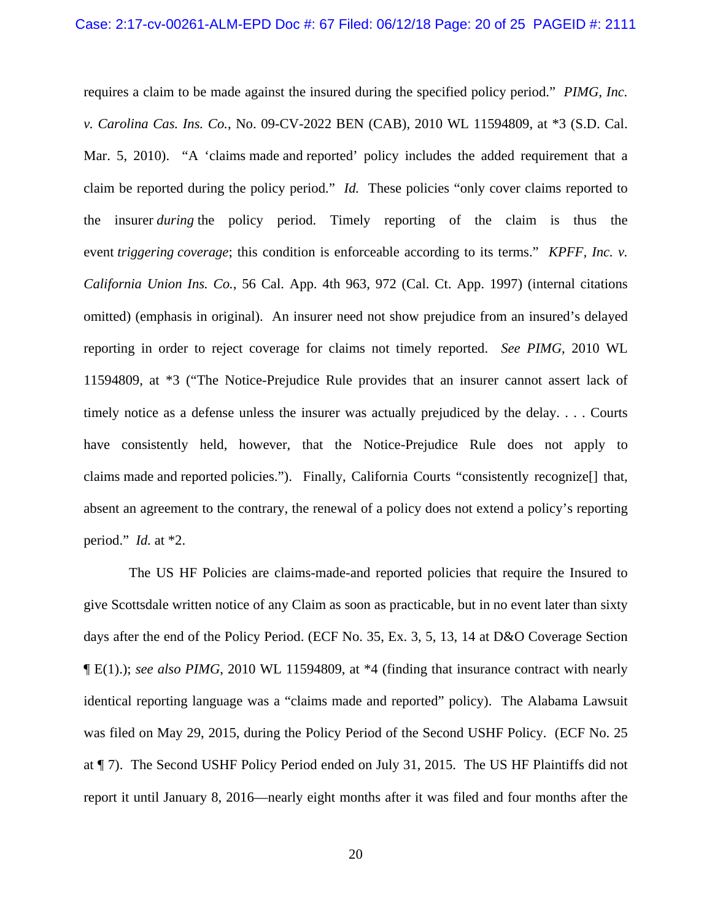requires a claim to be made against the insured during the specified policy period." *PIMG, Inc. v. Carolina Cas. Ins. Co.*, No. 09-CV-2022 BEN (CAB), 2010 WL 11594809, at *3 (S.D. Cal. Mar. 5, 2010). "A 'claims made and reported' policy includes the added requirement that a claim be reported during the policy period." *Id.* These policies "only cover claims reported to the insurer *during* the policy period. Timely reporting of the claim is thus the event *triggering coverage*; this condition is enforceable according to its terms." *KPFF, Inc. v. California Union Ins. Co.*, 56 Cal. App. 4th 963, 972 (Cal. Ct. App. 1997) (internal citations omitted) (emphasis in original). An insurer need not show prejudice from an insured's delayed reporting in order to reject coverage for claims not timely reported. *See PIMG*, 2010 WL 11594809, at *3 ("The Notice-Prejudice Rule provides that an insurer cannot assert lack of timely notice as a defense unless the insurer was actually prejudiced by the delay. . . . Courts have consistently held, however, that the Notice-Prejudice Rule does not apply to claims made and reported policies."). Finally, California Courts "consistently recognize[] that, absent an agreement to the contrary, the renewal of a policy does not extend a policy's reporting period." *Id.* at *2.

The US HF Policies are claims-made-and reported policies that require the Insured to give Scottsdale written notice of any Claim as soon as practicable, but in no event later than sixty days after the end of the Policy Period. (ECF No. 35, Ex. 3, 5, 13, 14 at D&O Coverage Section ¶ E(1).); *see also PIMG*, 2010 WL 11594809, at *4 (finding that insurance contract with nearly identical reporting language was a "claims made and reported" policy). The Alabama Lawsuit was filed on May 29, 2015, during the Policy Period of the Second USHF Policy. (ECF No. 25 at ¶ 7). The Second USHF Policy Period ended on July 31, 2015. The US HF Plaintiffs did not report it until January 8, 2016—nearly eight months after it was filed and four months after the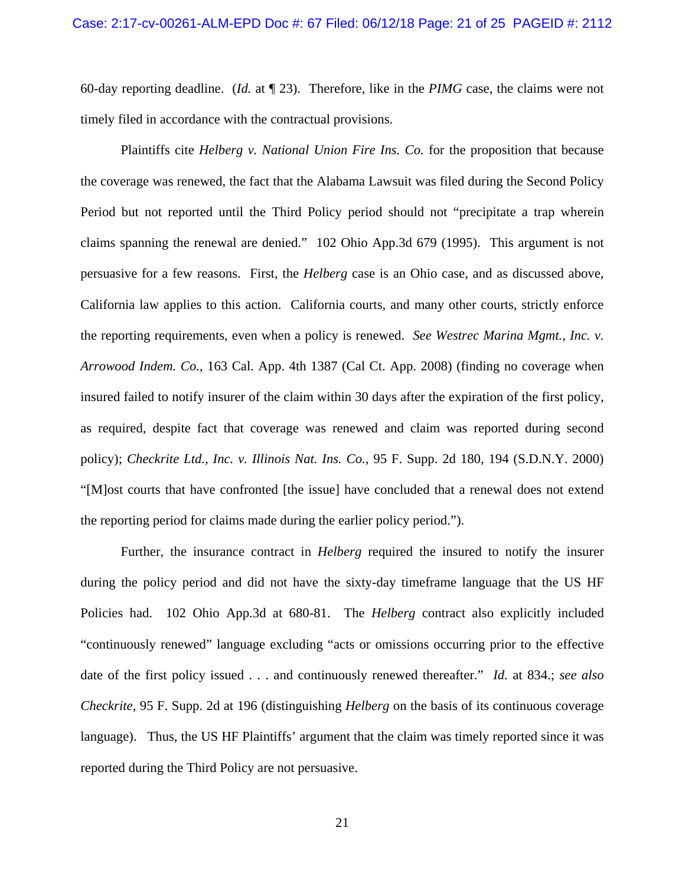60-day reporting deadline. (*Id.* at ¶ 23). Therefore, like in the *PIMG* case, the claims were not timely filed in accordance with the contractual provisions.

Plaintiffs cite *Helberg v. National Union Fire Ins. Co.* for the proposition that because the coverage was renewed, the fact that the Alabama Lawsuit was filed during the Second Policy Period but not reported until the Third Policy period should not "precipitate a trap wherein claims spanning the renewal are denied." 102 Ohio App.3d 679 (1995). This argument is not persuasive for a few reasons. First, the *Helberg* case is an Ohio case, and as discussed above, California law applies to this action. California courts, and many other courts, strictly enforce the reporting requirements, even when a policy is renewed. *See Westrec Marina Mgmt., Inc. v. Arrowood Indem. Co.*, 163 Cal. App. 4th 1387 (Cal Ct. App. 2008) (finding no coverage when insured failed to notify insurer of the claim within 30 days after the expiration of the first policy, as required, despite fact that coverage was renewed and claim was reported during second policy); *Checkrite Ltd., Inc. v. Illinois Nat. Ins. Co.*, 95 F. Supp. 2d 180, 194 (S.D.N.Y. 2000) "[M]ost courts that have confronted [the issue] have concluded that a renewal does not extend the reporting period for claims made during the earlier policy period.").

Further, the insurance contract in *Helberg* required the insured to notify the insurer during the policy period and did not have the sixty-day timeframe language that the US HF Policies had. 102 Ohio App.3d at 680-81. The *Helberg* contract also explicitly included "continuously renewed" language excluding "acts or omissions occurring prior to the effective date of the first policy issued . . . and continuously renewed thereafter." *Id.* at 834.; *see also Checkrite*, 95 F. Supp. 2d at 196 (distinguishing *Helberg* on the basis of its continuous coverage language). Thus, the US HF Plaintiffs' argument that the claim was timely reported since it was reported during the Third Policy are not persuasive.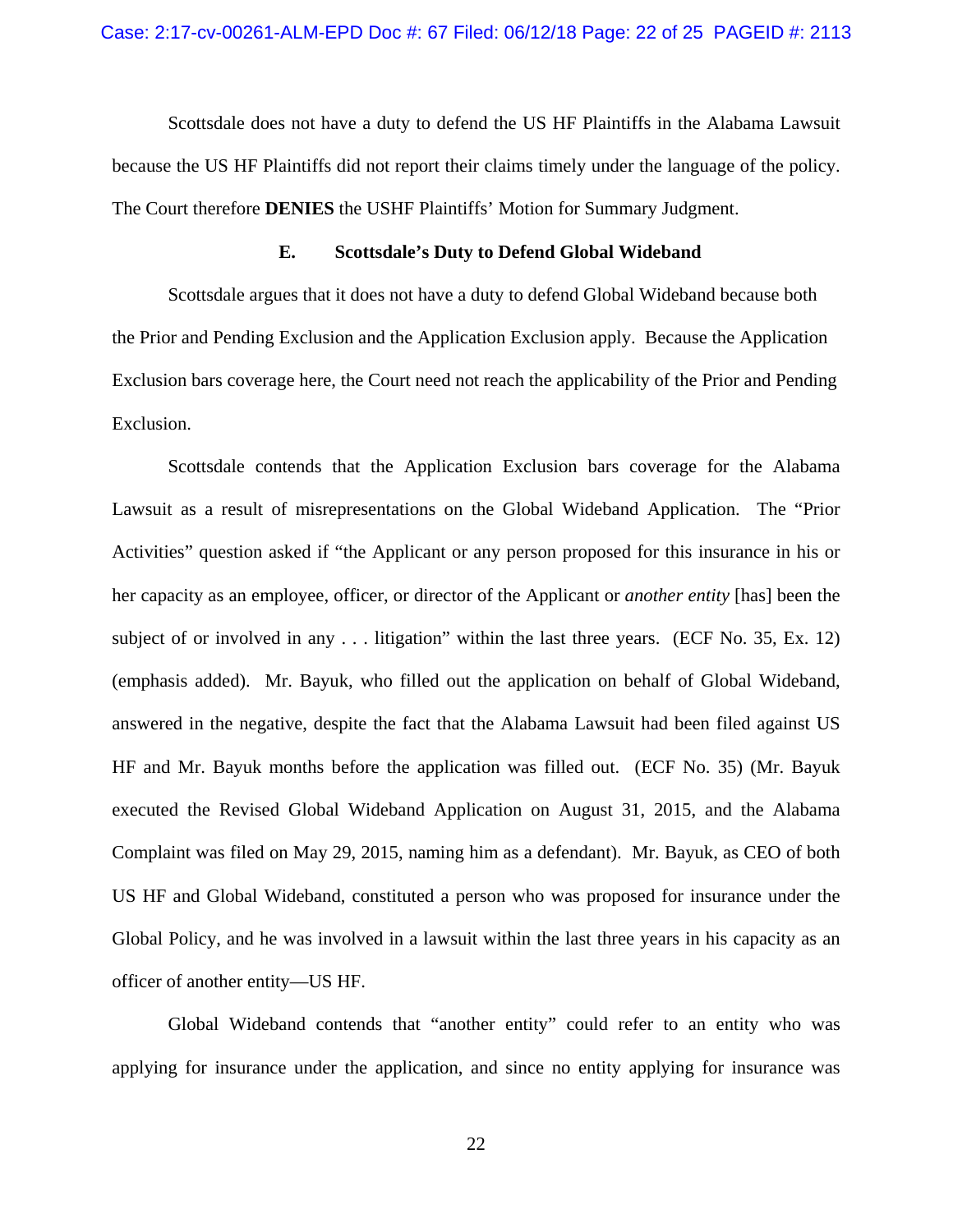Scottsdale does not have a duty to defend the US HF Plaintiffs in the Alabama Lawsuit because the US HF Plaintiffs did not report their claims timely under the language of the policy. The Court therefore **DENIES** the USHF Plaintiffs' Motion for Summary Judgment.

### E. Scottsdale's Duty to Defend Global Wideband

Scottsdale argues that it does not have a duty to defend Global Wideband because both the Prior and Pending Exclusion and the Application Exclusion apply. Because the Application Exclusion bars coverage here, the Court need not reach the applicability of the Prior and Pending Exclusion.

Scottsdale contends that the Application Exclusion bars coverage for the Alabama Lawsuit as a result of misrepresentations on the Global Wideband Application. The "Prior Activities" question asked if "the Applicant or any person proposed for this insurance in his or her capacity as an employee, officer, or director of the Applicant or *another entity* [has] been the subject of or involved in any . . . litigation" within the last three years. (ECF No. 35, Ex. 12) (emphasis added). Mr. Bayuk, who filled out the application on behalf of Global Wideband, answered in the negative, despite the fact that the Alabama Lawsuit had been filed against US HF and Mr. Bayuk months before the application was filled out. (ECF No. 35) (Mr. Bayuk executed the Revised Global Wideband Application on August 31, 2015, and the Alabama Complaint was filed on May 29, 2015, naming him as a defendant). Mr. Bayuk, as CEO of both US HF and Global Wideband, constituted a person who was proposed for insurance under the Global Policy, and he was involved in a lawsuit within the last three years in his capacity as an officer of another entity—US HF.

Global Wideband contends that "another entity" could refer to an entity who was applying for insurance under the application, and since no entity applying for insurance was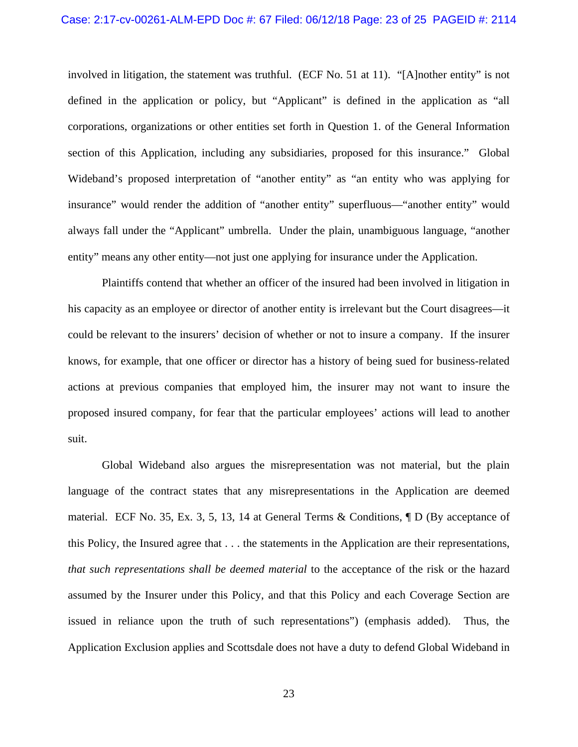involved in litigation, the statement was truthful. (ECF No. 51 at 11). "[A]nother entity" is not defined in the application or policy, but "Applicant" is defined in the application as "all corporations, organizations or other entities set forth in Question 1. of the General Information section of this Application, including any subsidiaries, proposed for this insurance." Global Wideband's proposed interpretation of "another entity" as "an entity who was applying for insurance" would render the addition of "another entity" superfluous—"another entity" would always fall under the "Applicant" umbrella. Under the plain, unambiguous language, "another entity" means any other entity—not just one applying for insurance under the Application.

Plaintiffs contend that whether an officer of the insured had been involved in litigation in his capacity as an employee or director of another entity is irrelevant but the Court disagrees—it could be relevant to the insurers' decision of whether or not to insure a company. If the insurer knows, for example, that one officer or director has a history of being sued for business-related actions at previous companies that employed him, the insurer may not want to insure the proposed insured company, for fear that the particular employees' actions will lead to another suit.

Global Wideband also argues the misrepresentation was not material, but the plain language of the contract states that any misrepresentations in the Application are deemed material. ECF No. 35, Ex. 3, 5, 13, 14 at General Terms & Conditions, ¶ D (By acceptance of this Policy, the Insured agree that . . . the statements in the Application are their representations, *that such representations shall be deemed material* to the acceptance of the risk or the hazard assumed by the Insurer under this Policy, and that this Policy and each Coverage Section are issued in reliance upon the truth of such representations") (emphasis added). Thus, the Application Exclusion applies and Scottsdale does not have a duty to defend Global Wideband in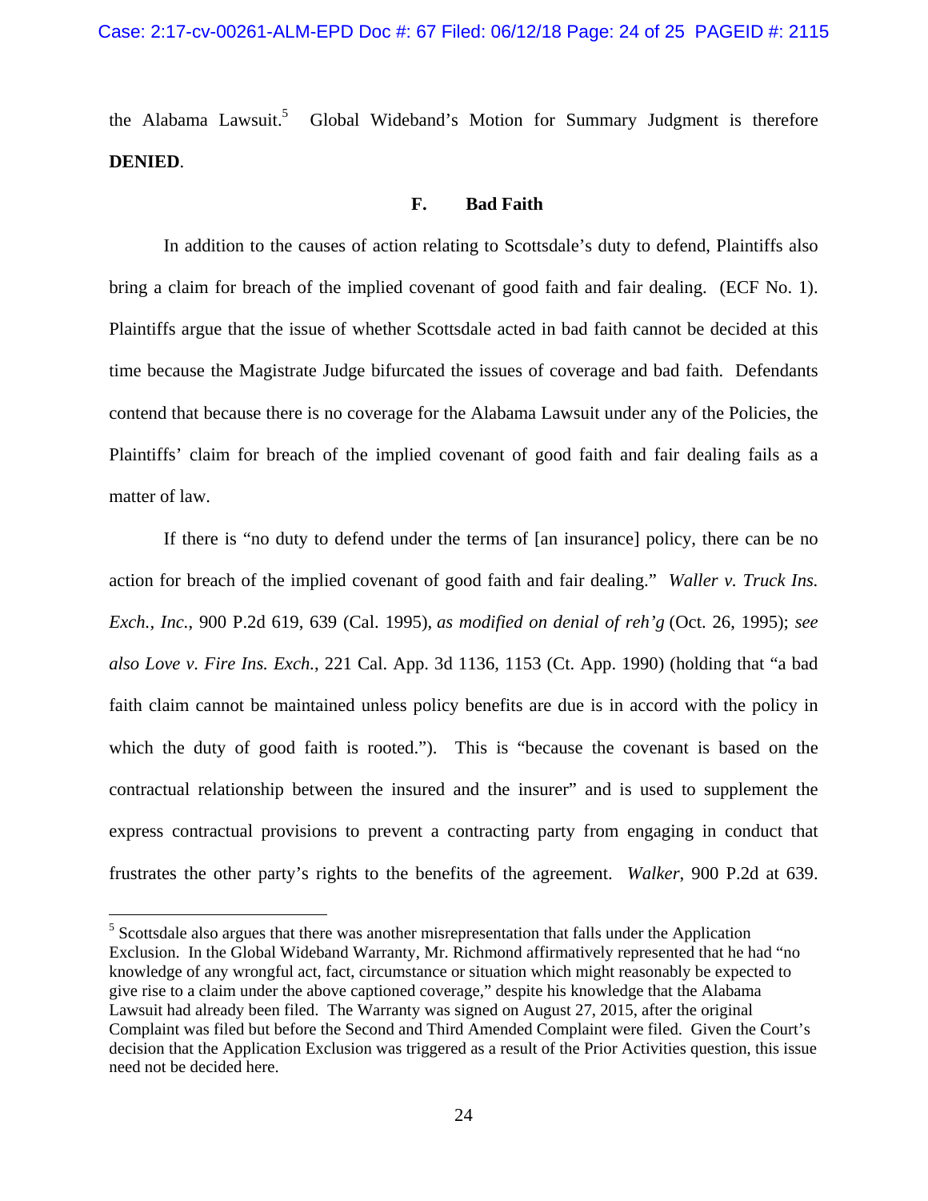the Alabama Lawsuit.[5] Global Wideband's Motion for Summary Judgment is therefore **DENIED**.

### F. Bad Faith

In addition to the causes of action relating to Scottsdale's duty to defend, Plaintiffs also bring a claim for breach of the implied covenant of good faith and fair dealing. (ECF No. 1). Plaintiffs argue that the issue of whether Scottsdale acted in bad faith cannot be decided at this time because the Magistrate Judge bifurcated the issues of coverage and bad faith. Defendants contend that because there is no coverage for the Alabama Lawsuit under any of the Policies, the Plaintiffs' claim for breach of the implied covenant of good faith and fair dealing fails as a matter of law.

If there is "no duty to defend under the terms of [an insurance] policy, there can be no action for breach of the implied covenant of good faith and fair dealing." *Waller v. Truck Ins. Exch., Inc.*, 900 P.2d 619, 639 (Cal. 1995), *as modified on denial of reh'g* (Oct. 26, 1995); *see also Love v. Fire Ins. Exch.*, 221 Cal. App. 3d 1136, 1153 (Ct. App. 1990) (holding that "a bad faith claim cannot be maintained unless policy benefits are due is in accord with the policy in which the duty of good faith is rooted."). This is "because the covenant is based on the contractual relationship between the insured and the insurer" and is used to supplement the express contractual provisions to prevent a contracting party from engaging in conduct that frustrates the other party's rights to the benefits of the agreement. *Walker*, 900 P.2d at 639.

---

[5] Scottsdale also argues that there was another misrepresentation that falls under the Application Exclusion. In the Global Wideband Warranty, Mr. Richmond affirmatively represented that he had "no knowledge of any wrongful act, fact, circumstance or situation which might reasonably be expected to give rise to a claim under the above captioned coverage," despite his knowledge that the Alabama Lawsuit had already been filed. The Warranty was signed on August 27, 2015, after the original Complaint was filed but before the Second and Third Amended Complaint were filed. Given the Court's decision that the Application Exclusion was triggered as a result of the Prior Activities question, this issue need not be decided here.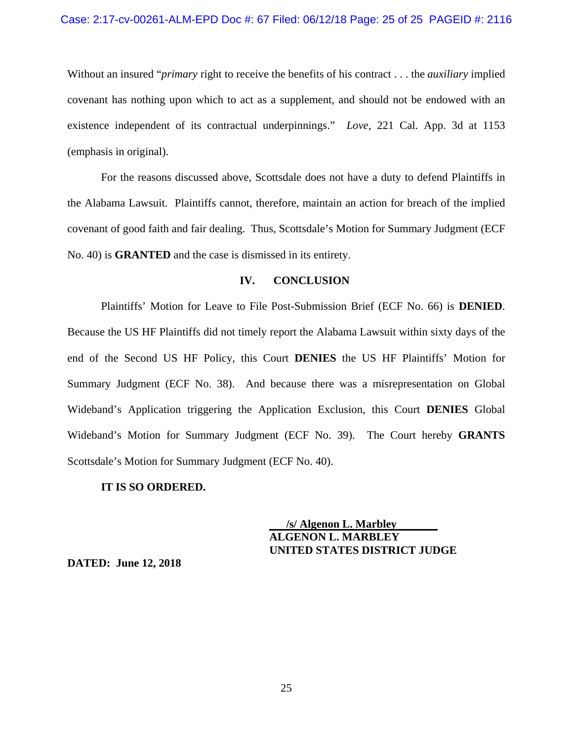Without an insured "*primary* right to receive the benefits of his contract . . . the *auxiliary* implied covenant has nothing upon which to act as a supplement, and should not be endowed with an existence independent of its contractual underpinnings." *Love*, 221 Cal. App. 3d at 1153 (emphasis in original).

For the reasons discussed above, Scottsdale does not have a duty to defend Plaintiffs in the Alabama Lawsuit. Plaintiffs cannot, therefore, maintain an action for breach of the implied covenant of good faith and fair dealing. Thus, Scottsdale's Motion for Summary Judgment (ECF No. 40) is **GRANTED** and the case is dismissed in its entirety.

## IV. CONCLUSION

Plaintiffs' Motion for Leave to File Post-Submission Brief (ECF No. 66) is **DENIED**. Because the US HF Plaintiffs did not timely report the Alabama Lawsuit within sixty days of the end of the Second US HF Policy, this Court **DENIES** the US HF Plaintiffs' Motion for Summary Judgment (ECF No. 38). And because there was a misrepresentation on Global Wideband's Application triggering the Application Exclusion, this Court **DENIES** Global Wideband's Motion for Summary Judgment (ECF No. 39). The Court hereby **GRANTS** Scottsdale's Motion for Summary Judgment (ECF No. 40).

**IT IS SO ORDERED.**

**/s/ Algenon L. Marbley**
**ALGENON L. MARBLEY**
**UNITED STATES DISTRICT JUDGE**

**DATED: June 12, 2018**